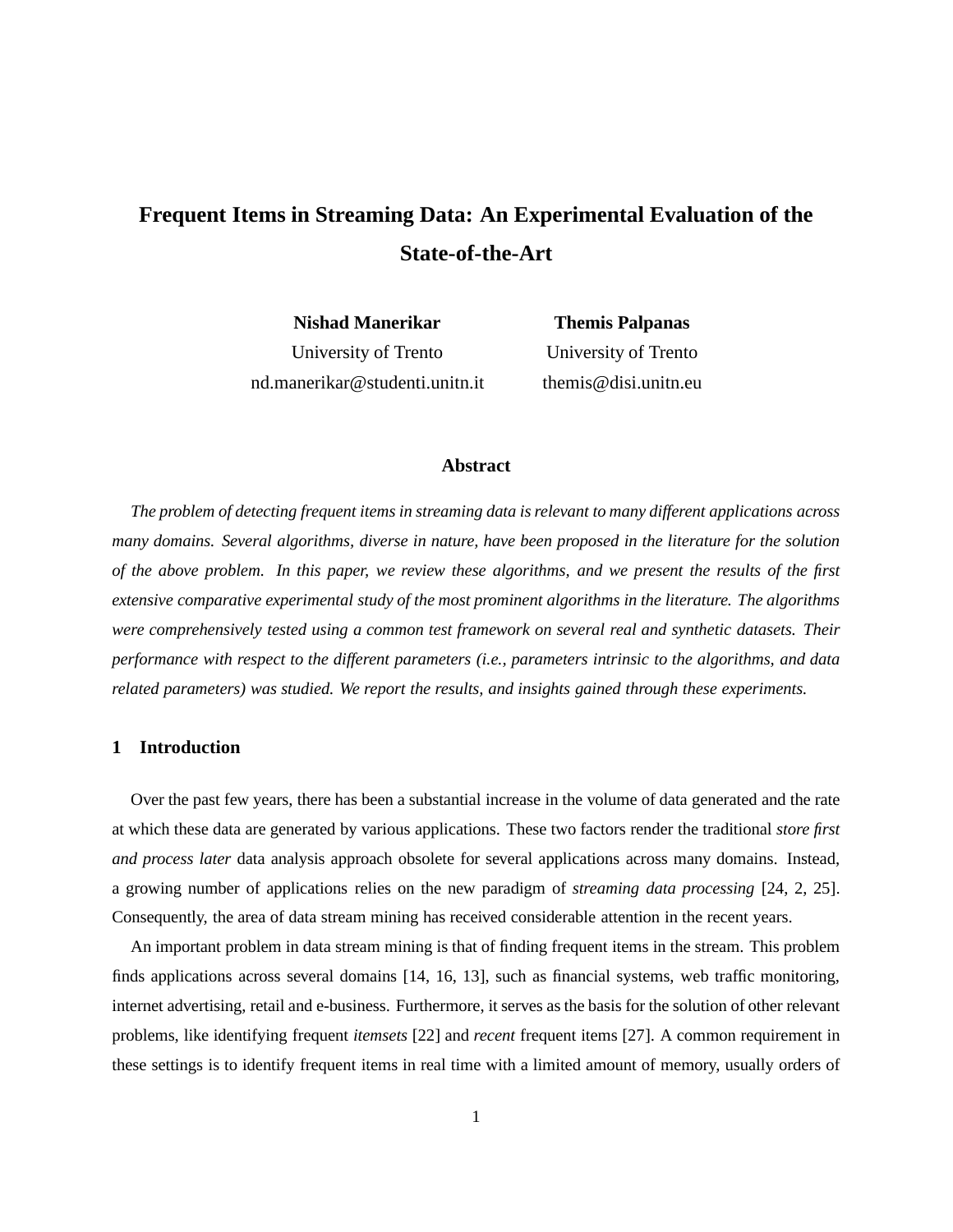# Frequent Items in Streaming Data: An Experimental Evaluation of the State-of-the-Art

**Nishad Manerikar**
University of Trento
nd.manerikar@studenti.unitn.it

**Themis Palpanas**
University of Trento
themis@disi.unitn.eu

### Abstract

*The problem of detecting frequent items in streaming data is relevant to many different applications across many domains. Several algorithms, diverse in nature, have been proposed in the literature for the solution of the above problem. In this paper, we review these algorithms, and we present the results of the first extensive comparative experimental study of the most prominent algorithms in the literature. The algorithms were comprehensively tested using a common test framework on several real and synthetic datasets. Their performance with respect to the different parameters (i.e., parameters intrinsic to the algorithms, and data related parameters) was studied. We report the results, and insights gained through these experiments.*

## 1 Introduction

Over the past few years, there has been a substantial increase in the volume of data generated and the rate at which these data are generated by various applications. These two factors render the traditional *store first and process later* data analysis approach obsolete for several applications across many domains. Instead, a growing number of applications relies on the new paradigm of *streaming data processing* [24, 2, 25]. Consequently, the area of data stream mining has received considerable attention in the recent years.

An important problem in data stream mining is that of finding frequent items in the stream. This problem finds applications across several domains [14, 16, 13], such as financial systems, web traffic monitoring, internet advertising, retail and e-business. Furthermore, it serves as the basis for the solution of other relevant problems, like identifying frequent *itemsets* [22] and *recent* frequent items [27]. A common requirement in these settings is to identify frequent items in real time with a limited amount of memory, usually orders of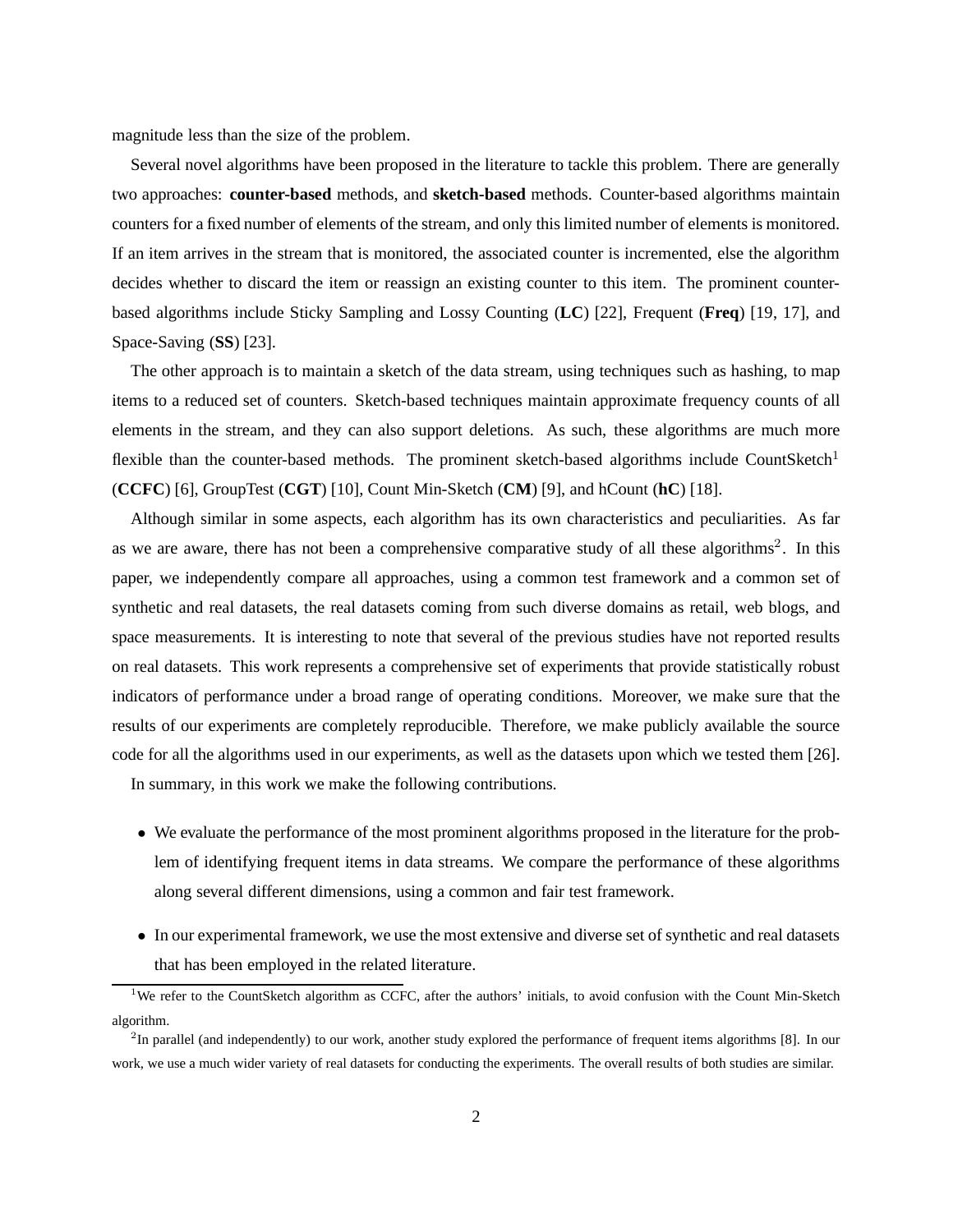magnitude less than the size of the problem.

Several novel algorithms have been proposed in the literature to tackle this problem. There are generally two approaches: **counter-based** methods, and **sketch-based** methods. Counter-based algorithms maintain counters for a fixed number of elements of the stream, and only this limited number of elements is monitored. If an item arrives in the stream that is monitored, the associated counter is incremented, else the algorithm decides whether to discard the item or reassign an existing counter to this item. The prominent counter-based algorithms include Sticky Sampling and Lossy Counting (**LC**) [22], Frequent (**Freq**) [19, 17], and Space-Saving (**SS**) [23].

The other approach is to maintain a sketch of the data stream, using techniques such as hashing, to map items to a reduced set of counters. Sketch-based techniques maintain approximate frequency counts of all elements in the stream, and they can also support deletions. As such, these algorithms are much more flexible than the counter-based methods. The prominent sketch-based algorithms include CountSketch[1] (**CCFC**) [6], GroupTest (**CGT**) [10], Count Min-Sketch (**CM**) [9], and hCount (**hC**) [18].

Although similar in some aspects, each algorithm has its own characteristics and peculiarities. As far as we are aware, there has not been a comprehensive comparative study of all these algorithms[2]. In this paper, we independently compare all approaches, using a common test framework and a common set of synthetic and real datasets, the real datasets coming from such diverse domains as retail, web blogs, and space measurements. It is interesting to note that several of the previous studies have not reported results on real datasets. This work represents a comprehensive set of experiments that provide statistically robust indicators of performance under a broad range of operating conditions. Moreover, we make sure that the results of our experiments are completely reproducible. Therefore, we make publicly available the source code for all the algorithms used in our experiments, as well as the datasets upon which we tested them [26].

In summary, in this work we make the following contributions.

- We evaluate the performance of the most prominent algorithms proposed in the literature for the problem of identifying frequent items in data streams. We compare the performance of these algorithms along several different dimensions, using a common and fair test framework.
- In our experimental framework, we use the most extensive and diverse set of synthetic and real datasets that has been employed in the related literature.

[1] We refer to the CountSketch algorithm as CCFC, after the authors' initials, to avoid confusion with the Count Min-Sketch algorithm.

[2] In parallel (and independently) to our work, another study explored the performance of frequent items algorithms [8]. In our work, we use a much wider variety of real datasets for conducting the experiments. The overall results of both studies are similar.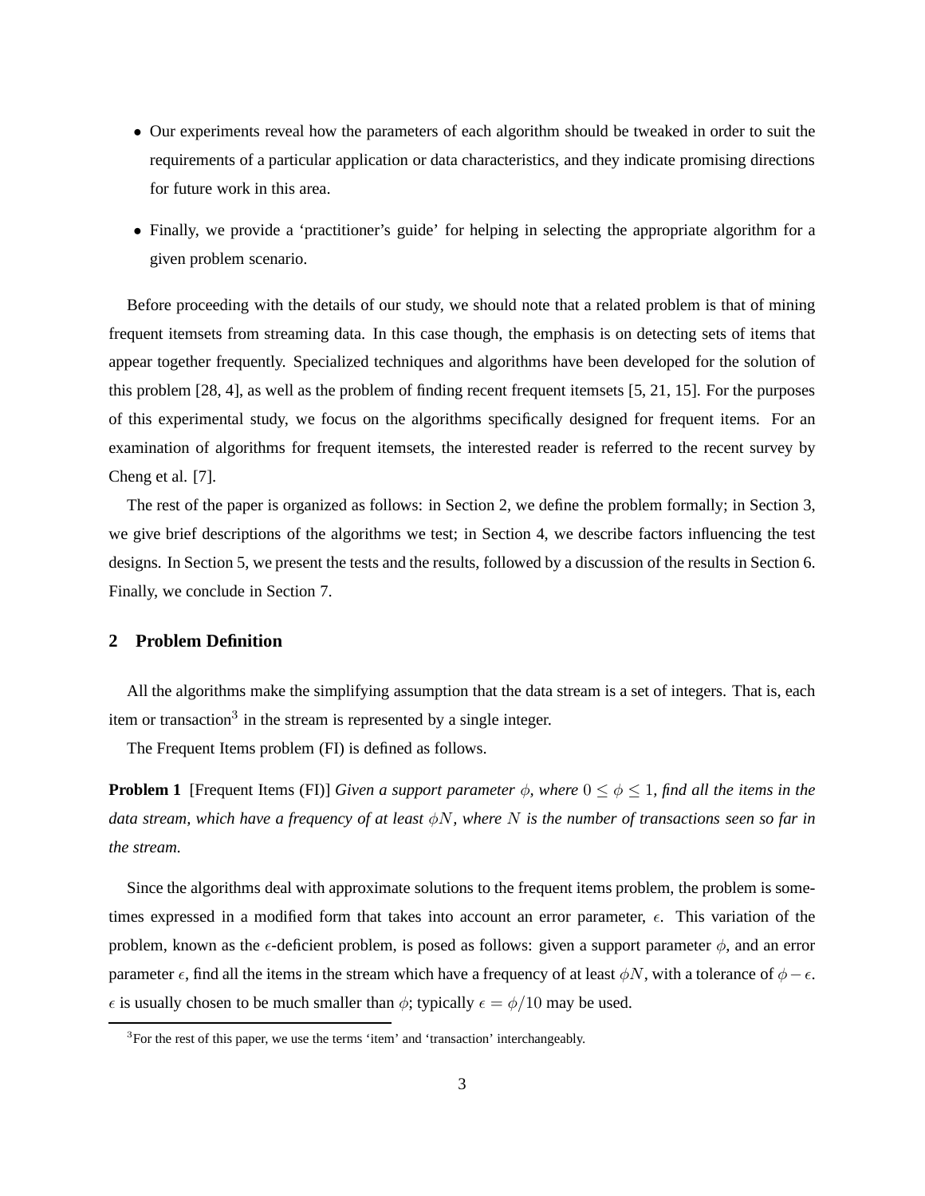- Our experiments reveal how the parameters of each algorithm should be tweaked in order to suit the requirements of a particular application or data characteristics, and they indicate promising directions for future work in this area.
- Finally, we provide a 'practitioner's guide' for helping in selecting the appropriate algorithm for a given problem scenario.

Before proceeding with the details of our study, we should note that a related problem is that of mining frequent itemsets from streaming data. In this case though, the emphasis is on detecting sets of items that appear together frequently. Specialized techniques and algorithms have been developed for the solution of this problem [28, 4], as well as the problem of finding recent frequent itemsets [5, 21, 15]. For the purposes of this experimental study, we focus on the algorithms specifically designed for frequent items. For an examination of algorithms for frequent itemsets, the interested reader is referred to the recent survey by Cheng et al. [7].

The rest of the paper is organized as follows: in Section 2, we define the problem formally; in Section 3, we give brief descriptions of the algorithms we test; in Section 4, we describe factors influencing the test designs. In Section 5, we present the tests and the results, followed by a discussion of the results in Section 6. Finally, we conclude in Section 7.

## 2 Problem Definition

All the algorithms make the simplifying assumption that the data stream is a set of integers. That is, each item or transaction[3] in the stream is represented by a single integer.

The Frequent Items problem (FI) is defined as follows.

**Problem 1** [Frequent Items (FI)] *Given a support parameter $\phi$, where $0 \leq \phi \leq 1$, find all the items in the data stream, which have a frequency of at least $\phi N$, where $N$ is the number of transactions seen so far in the stream.*

Since the algorithms deal with approximate solutions to the frequent items problem, the problem is sometimes expressed in a modified form that takes into account an error parameter, $\epsilon$. This variation of the problem, known as the $\epsilon$-deficient problem, is posed as follows: given a support parameter $\phi$, and an error parameter $\epsilon$, find all the items in the stream which have a frequency of at least $\phi N$, with a tolerance of $\phi - \epsilon$. $\epsilon$ is usually chosen to be much smaller than $\phi$; typically $\epsilon = \phi/10$ may be used.

[3] For the rest of this paper, we use the terms 'item' and 'transaction' interchangeably.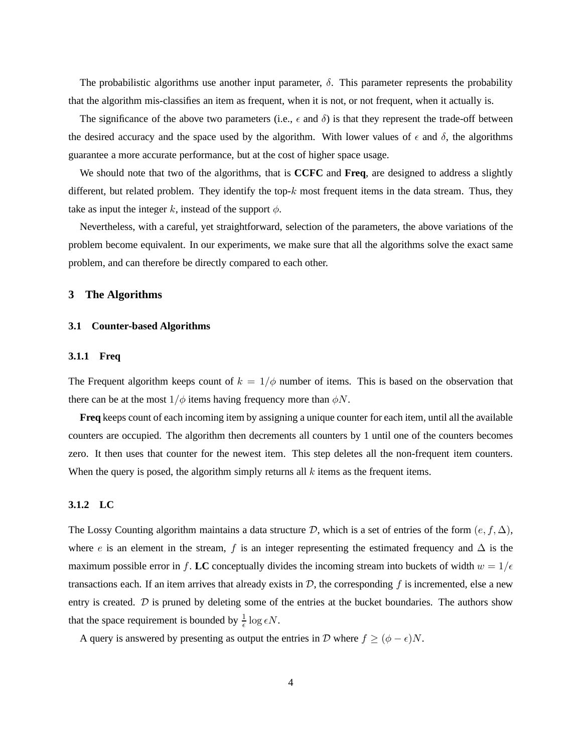The probabilistic algorithms use another input parameter, $\delta$. This parameter represents the probability that the algorithm mis-classifies an item as frequent, when it is not, or not frequent, when it actually is.

The significance of the above two parameters (i.e., $\epsilon$ and $\delta$) is that they represent the trade-off between the desired accuracy and the space used by the algorithm. With lower values of $\epsilon$ and $\delta$, the algorithms guarantee a more accurate performance, but at the cost of higher space usage.

We should note that two of the algorithms, that is **CCFC** and **Freq**, are designed to address a slightly different, but related problem. They identify the top-$k$ most frequent items in the data stream. Thus, they take as input the integer $k$, instead of the support $\phi$.

Nevertheless, with a careful, yet straightforward, selection of the parameters, the above variations of the problem become equivalent. In our experiments, we make sure that all the algorithms solve the exact same problem, and can therefore be directly compared to each other.

# 3 The Algorithms

## 3.1 Counter-based Algorithms

### 3.1.1 Freq

The Frequent algorithm keeps count of $k = 1/\phi$ number of items. This is based on the observation that there can be at the most $1/\phi$ items having frequency more than $\phi N$.

**Freq** keeps count of each incoming item by assigning a unique counter for each item, until all the available counters are occupied. The algorithm then decrements all counters by 1 until one of the counters becomes zero. It then uses that counter for the newest item. This step deletes all the non-frequent item counters. When the query is posed, the algorithm simply returns all $k$ items as the frequent items.

### 3.1.2 LC

The Lossy Counting algorithm maintains a data structure $\mathcal{D}$, which is a set of entries of the form $(e, f, \Delta)$, where $e$ is an element in the stream, $f$ is an integer representing the estimated frequency and $\Delta$ is the maximum possible error in $f$. **LC** conceptually divides the incoming stream into buckets of width $w = 1/\epsilon$ transactions each. If an item arrives that already exists in $\mathcal{D}$, the corresponding $f$ is incremented, else a new entry is created. $\mathcal{D}$ is pruned by deleting some of the entries at the bucket boundaries. The authors show that the space requirement is bounded by $\frac{1}{\epsilon} \log \epsilon N$.

A query is answered by presenting as output the entries in $\mathcal{D}$ where $f \geq (\phi - \epsilon)N$.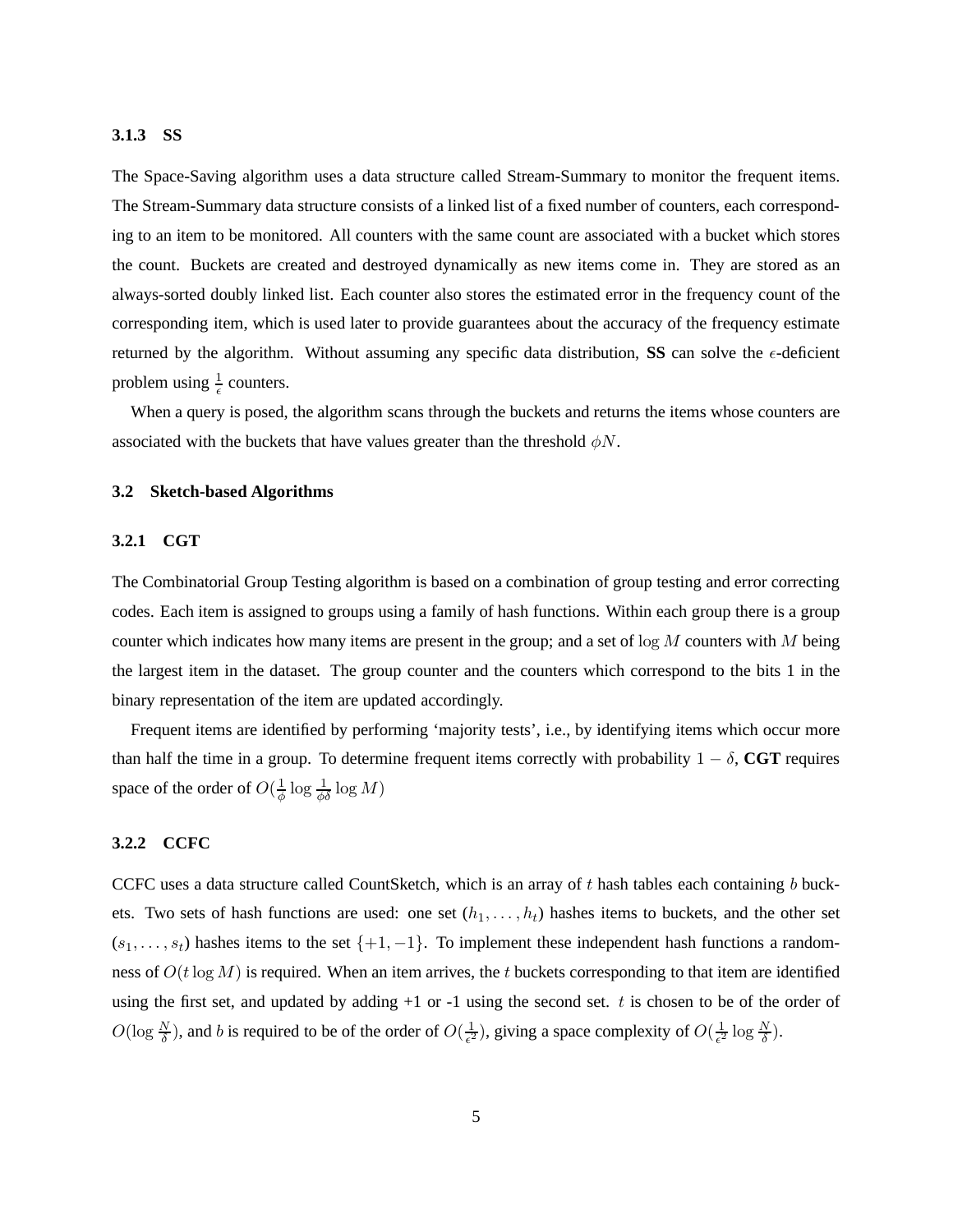### 3.1.3 SS

The Space-Saving algorithm uses a data structure called Stream-Summary to monitor the frequent items. The Stream-Summary data structure consists of a linked list of a fixed number of counters, each corresponding to an item to be monitored. All counters with the same count are associated with a bucket which stores the count. Buckets are created and destroyed dynamically as new items come in. They are stored as an always-sorted doubly linked list. Each counter also stores the estimated error in the frequency count of the corresponding item, which is used later to provide guarantees about the accuracy of the frequency estimate returned by the algorithm. Without assuming any specific data distribution, **SS** can solve the $\epsilon$-deficient problem using $\frac{1}{\epsilon}$ counters.

When a query is posed, the algorithm scans through the buckets and returns the items whose counters are associated with the buckets that have values greater than the threshold $\phi N$.

## 3.2 Sketch-based Algorithms

### 3.2.1 CGT

The Combinatorial Group Testing algorithm is based on a combination of group testing and error correcting codes. Each item is assigned to groups using a family of hash functions. Within each group there is a group counter which indicates how many items are present in the group; and a set of $\log M$ counters with $M$ being the largest item in the dataset. The group counter and the counters which correspond to the bits 1 in the binary representation of the item are updated accordingly.

Frequent items are identified by performing 'majority tests', i.e., by identifying items which occur more than half the time in a group. To determine frequent items correctly with probability $1 - \delta$, **CGT** requires space of the order of $O(\frac{1}{\phi} \log \frac{1}{\phi\delta} \log M)$

### 3.2.2 CCFC

CCFC uses a data structure called CountSketch, which is an array of $t$ hash tables each containing $b$ buckets. Two sets of hash functions are used: one set $(h_1, \ldots, h_t)$ hashes items to buckets, and the other set $(s_1, \ldots, s_t)$ hashes items to the set $\{+1, -1\}$. To implement these independent hash functions a randomness of $O(t \log M)$ is required. When an item arrives, the $t$ buckets corresponding to that item are identified using the first set, and updated by adding +1 or -1 using the second set. $t$ is chosen to be of the order of $O(\log \frac{N}{\delta})$, and $b$ is required to be of the order of $O(\frac{1}{\epsilon^2})$, giving a space complexity of $O(\frac{1}{\epsilon^2} \log \frac{N}{\delta})$.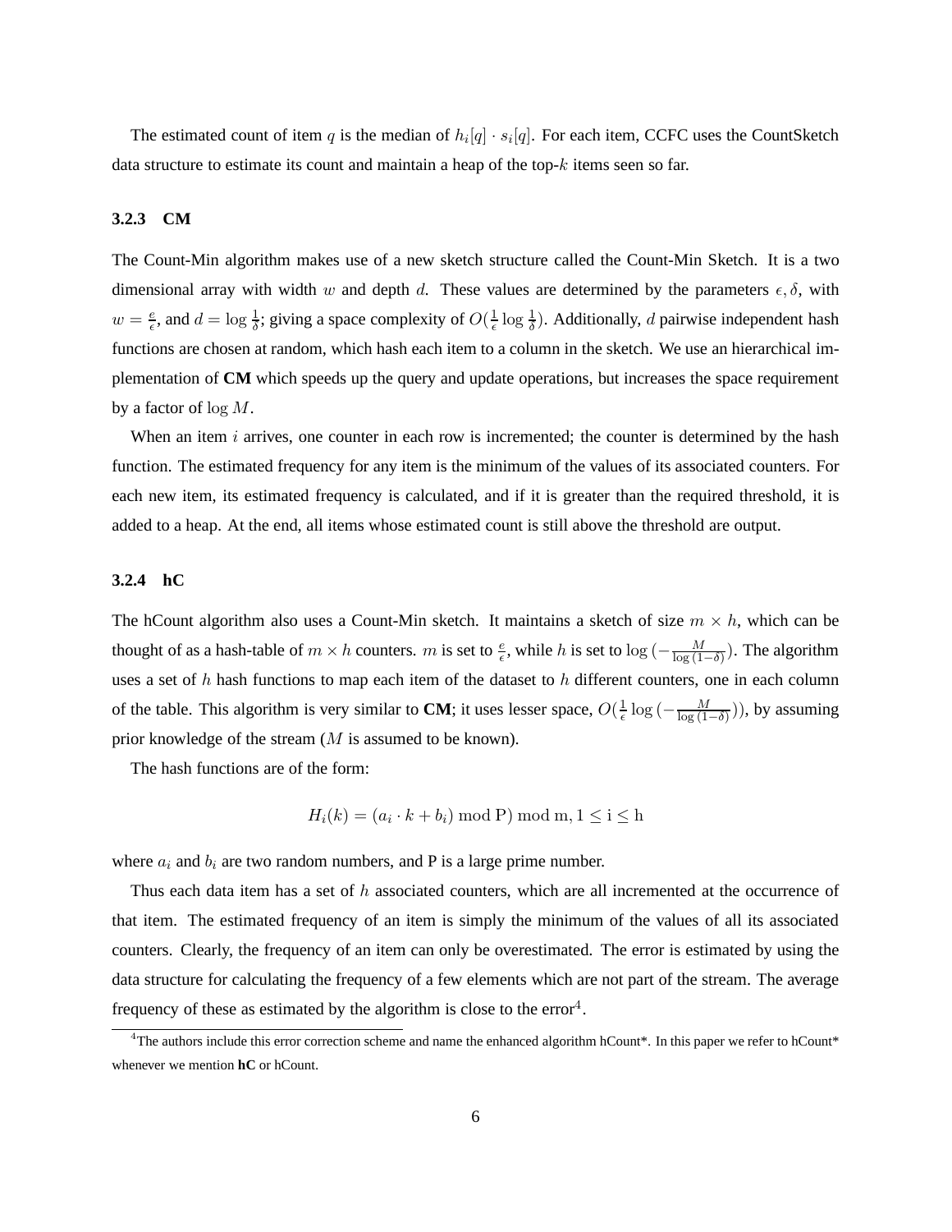The estimated count of item $q$ is the median of $h_i[q] \cdot s_i[q]$. For each item, CCFC uses the CountSketch data structure to estimate its count and maintain a heap of the top-$k$ items seen so far.

### 3.2.3 CM

The Count-Min algorithm makes use of a new sketch structure called the Count-Min Sketch. It is a two dimensional array with width $w$ and depth $d$. These values are determined by the parameters $\epsilon, \delta$, with $w = \frac{e}{\epsilon}$, and $d = \log \frac{1}{\delta}$; giving a space complexity of $O(\frac{1}{\epsilon} \log \frac{1}{\delta})$. Additionally, $d$ pairwise independent hash functions are chosen at random, which hash each item to a column in the sketch. We use an hierarchical implementation of **CM** which speeds up the query and update operations, but increases the space requirement by a factor of $\log M$.

When an item $i$ arrives, one counter in each row is incremented; the counter is determined by the hash function. The estimated frequency for any item is the minimum of the values of its associated counters. For each new item, its estimated frequency is calculated, and if it is greater than the required threshold, it is added to a heap. At the end, all items whose estimated count is still above the threshold are output.

### 3.2.4 hC

The hCount algorithm also uses a Count-Min sketch. It maintains a sketch of size $m \times h$, which can be thought of as a hash-table of $m \times h$ counters. $m$ is set to $\frac{e}{\epsilon}$, while $h$ is set to $\log(-\frac{M}{\log(1-\delta)})$. The algorithm uses a set of $h$ hash functions to map each item of the dataset to $h$ different counters, one in each column of the table. This algorithm is very similar to **CM**; it uses lesser space, $O(\frac{1}{\epsilon} \log(-\frac{M}{\log(1-\delta)}))$, by assuming prior knowledge of the stream ($M$ is assumed to be known).

The hash functions are of the form:

$$H_i(k) = (a_i \cdot k + b_i) \bmod \mathrm{P}) \bmod \mathrm{m}, 1 \leq \mathrm{i} \leq \mathrm{h}$$

where $a_i$ and $b_i$ are two random numbers, and P is a large prime number.

Thus each data item has a set of $h$ associated counters, which are all incremented at the occurrence of that item. The estimated frequency of an item is simply the minimum of the values of all its associated counters. Clearly, the frequency of an item can only be overestimated. The error is estimated by using the data structure for calculating the frequency of a few elements which are not part of the stream. The average frequency of these as estimated by the algorithm is close to the error[4].

[4] The authors include this error correction scheme and name the enhanced algorithm hCount*. In this paper we refer to hCount* whenever we mention **hC** or hCount.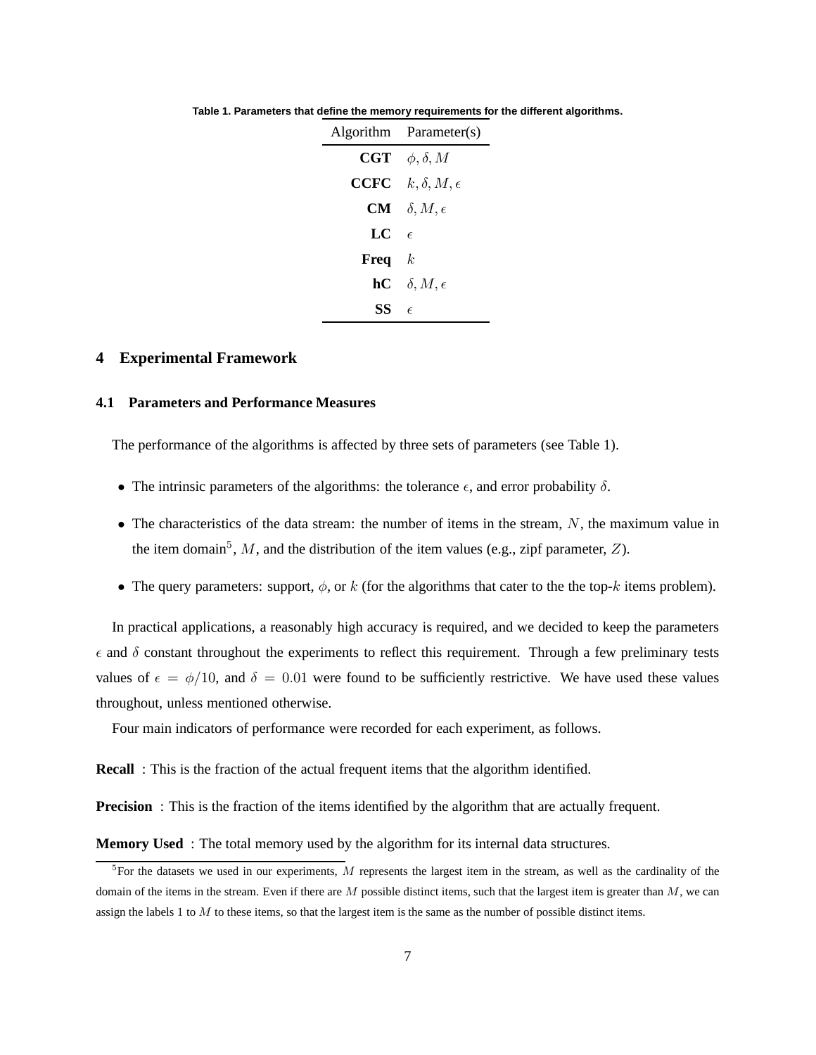Table 1. Parameters that define the memory requirements for the different algorithms.

| Algorithm | Parameter(s) |
|---|---|
| **CGT** | $\phi, \delta, M$ |
| **CCFC** | $k, \delta, M, \epsilon$ |
| **CM** | $\delta, M, \epsilon$ |
| **LC** | $\epsilon$ |
| **Freq** | $k$ |
| **hC** | $\delta, M, \epsilon$ |
| **SS** | $\epsilon$ |

## 4 Experimental Framework

### 4.1 Parameters and Performance Measures

The performance of the algorithms is affected by three sets of parameters (see Table 1).

- The intrinsic parameters of the algorithms: the tolerance $\epsilon$, and error probability $\delta$.
- The characteristics of the data stream: the number of items in the stream, $N$, the maximum value in the item domain[5], $M$, and the distribution of the item values (e.g., zipf parameter, $Z$).
- The query parameters: support, $\phi$, or $k$ (for the algorithms that cater to the the top-$k$ items problem).

In practical applications, a reasonably high accuracy is required, and we decided to keep the parameters $\epsilon$ and $\delta$ constant throughout the experiments to reflect this requirement. Through a few preliminary tests values of $\epsilon = \phi/10$, and $\delta = 0.01$ were found to be sufficiently restrictive. We have used these values throughout, unless mentioned otherwise.

Four main indicators of performance were recorded for each experiment, as follows.

**Recall** : This is the fraction of the actual frequent items that the algorithm identified.

**Precision** : This is the fraction of the items identified by the algorithm that are actually frequent.

**Memory Used** : The total memory used by the algorithm for its internal data structures.

[5] For the datasets we used in our experiments, $M$ represents the largest item in the stream, as well as the cardinality of the domain of the items in the stream. Even if there are $M$ possible distinct items, such that the largest item is greater than $M$, we can assign the labels 1 to $M$ to these items, so that the largest item is the same as the number of possible distinct items.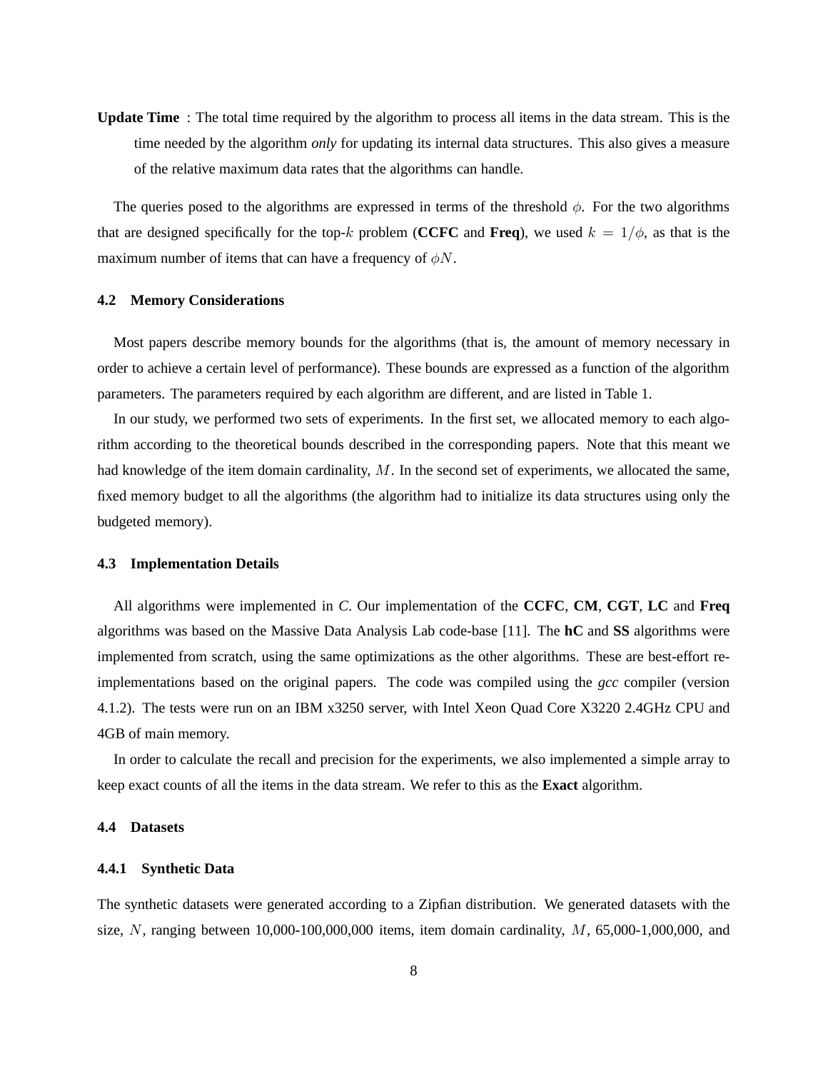**Update Time** : The total time required by the algorithm to process all items in the data stream. This is the time needed by the algorithm *only* for updating its internal data structures. This also gives a measure of the relative maximum data rates that the algorithms can handle.

The queries posed to the algorithms are expressed in terms of the threshold $\phi$. For the two algorithms that are designed specifically for the top-$k$ problem (**CCFC** and **Freq**), we used $k = 1/\phi$, as that is the maximum number of items that can have a frequency of $\phi N$.

### 4.2 Memory Considerations

Most papers describe memory bounds for the algorithms (that is, the amount of memory necessary in order to achieve a certain level of performance). These bounds are expressed as a function of the algorithm parameters. The parameters required by each algorithm are different, and are listed in Table 1.

In our study, we performed two sets of experiments. In the first set, we allocated memory to each algorithm according to the theoretical bounds described in the corresponding papers. Note that this meant we had knowledge of the item domain cardinality, $M$. In the second set of experiments, we allocated the same, fixed memory budget to all the algorithms (the algorithm had to initialize its data structures using only the budgeted memory).

### 4.3 Implementation Details

All algorithms were implemented in *C*. Our implementation of the **CCFC**, **CM**, **CGT**, **LC** and **Freq** algorithms was based on the Massive Data Analysis Lab code-base [11]. The **hC** and **SS** algorithms were implemented from scratch, using the same optimizations as the other algorithms. These are best-effort re-implementations based on the original papers. The code was compiled using the *gcc* compiler (version 4.1.2). The tests were run on an IBM x3250 server, with Intel Xeon Quad Core X3220 2.4GHz CPU and 4GB of main memory.

In order to calculate the recall and precision for the experiments, we also implemented a simple array to keep exact counts of all the items in the data stream. We refer to this as the **Exact** algorithm.

### 4.4 Datasets

#### 4.4.1 Synthetic Data

The synthetic datasets were generated according to a Zipfian distribution. We generated datasets with the size, $N$, ranging between 10,000-100,000,000 items, item domain cardinality, $M$, 65,000-1,000,000, and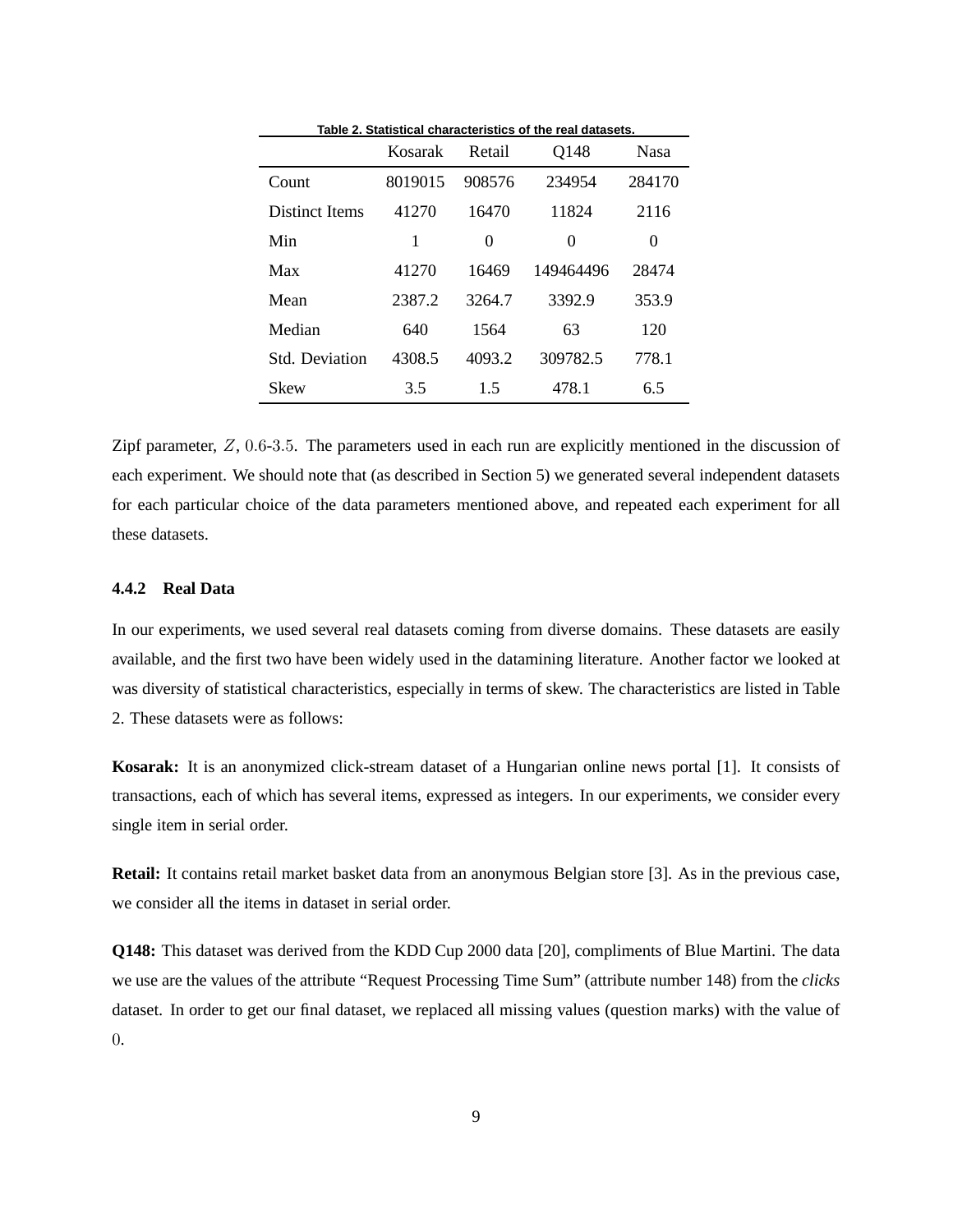Table 2. Statistical characteristics of the real datasets.

| | Kosarak | Retail | Q148 | Nasa |
|---|---|---|---|---|
| Count | 8019015 | 908576 | 234954 | 284170 |
| Distinct Items | 41270 | 16470 | 11824 | 2116 |
| Min | 1 | 0 | 0 | 0 |
| Max | 41270 | 16469 | 149464496 | 28474 |
| Mean | 2387.2 | 3264.7 | 3392.9 | 353.9 |
| Median | 640 | 1564 | 63 | 120 |
| Std. Deviation | 4308.5 | 4093.2 | 309782.5 | 778.1 |
| Skew | 3.5 | 1.5 | 478.1 | 6.5 |

Zipf parameter, $Z$, $0.6$-$3.5$. The parameters used in each run are explicitly mentioned in the discussion of each experiment. We should note that (as described in Section 5) we generated several independent datasets for each particular choice of the data parameters mentioned above, and repeated each experiment for all these datasets.

### 4.4.2 Real Data

In our experiments, we used several real datasets coming from diverse domains. These datasets are easily available, and the first two have been widely used in the datamining literature. Another factor we looked at was diversity of statistical characteristics, especially in terms of skew. The characteristics are listed in Table 2. These datasets were as follows:

**Kosarak:** It is an anonymized click-stream dataset of a Hungarian online news portal [1]. It consists of transactions, each of which has several items, expressed as integers. In our experiments, we consider every single item in serial order.

**Retail:** It contains retail market basket data from an anonymous Belgian store [3]. As in the previous case, we consider all the items in dataset in serial order.

**Q148:** This dataset was derived from the KDD Cup 2000 data [20], compliments of Blue Martini. The data we use are the values of the attribute "Request Processing Time Sum" (attribute number 148) from the *clicks* dataset. In order to get our final dataset, we replaced all missing values (question marks) with the value of $0$.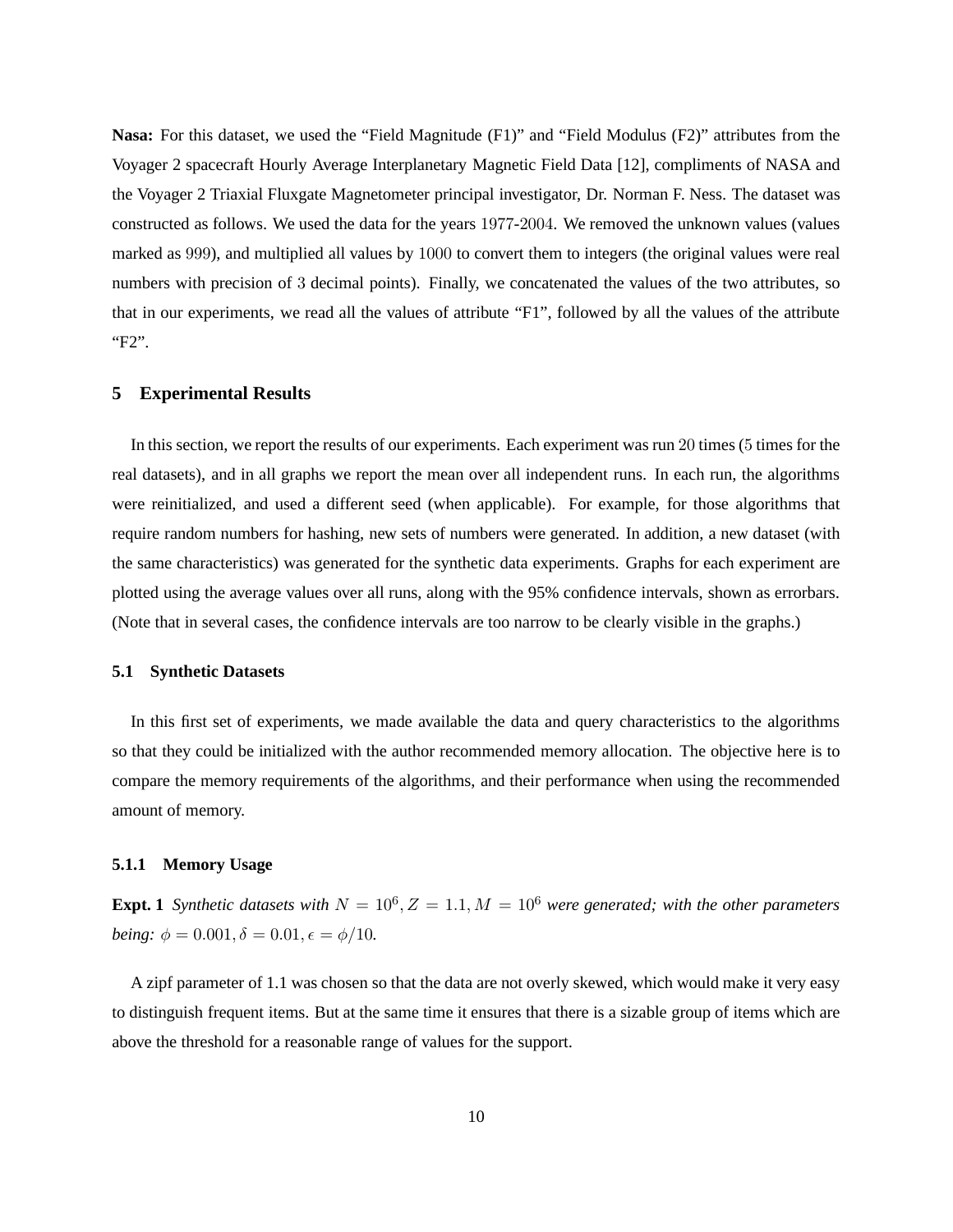**Nasa:** For this dataset, we used the "Field Magnitude (F1)" and "Field Modulus (F2)" attributes from the Voyager 2 spacecraft Hourly Average Interplanetary Magnetic Field Data [12], compliments of NASA and the Voyager 2 Triaxial Fluxgate Magnetometer principal investigator, Dr. Norman F. Ness. The dataset was constructed as follows. We used the data for the years $1977$-$2004$. We removed the unknown values (values marked as $999$), and multiplied all values by $1000$ to convert them to integers (the original values were real numbers with precision of $3$ decimal points). Finally, we concatenated the values of the two attributes, so that in our experiments, we read all the values of attribute "F1", followed by all the values of the attribute "F2".

## 5 Experimental Results

In this section, we report the results of our experiments. Each experiment was run $20$ times ($5$ times for the real datasets), and in all graphs we report the mean over all independent runs. In each run, the algorithms were reinitialized, and used a different seed (when applicable). For example, for those algorithms that require random numbers for hashing, new sets of numbers were generated. In addition, a new dataset (with the same characteristics) was generated for the synthetic data experiments. Graphs for each experiment are plotted using the average values over all runs, along with the 95% confidence intervals, shown as errorbars. (Note that in several cases, the confidence intervals are too narrow to be clearly visible in the graphs.)

### 5.1 Synthetic Datasets

In this first set of experiments, we made available the data and query characteristics to the algorithms so that they could be initialized with the author recommended memory allocation. The objective here is to compare the memory requirements of the algorithms, and their performance when using the recommended amount of memory.

#### 5.1.1 Memory Usage

**Expt. 1** *Synthetic datasets with $N = 10^6, Z = 1.1, M = 10^6$ were generated; with the other parameters being: $\phi = 0.001, \delta = 0.01, \epsilon = \phi/10$.*

A zipf parameter of 1.1 was chosen so that the data are not overly skewed, which would make it very easy to distinguish frequent items. But at the same time it ensures that there is a sizable group of items which are above the threshold for a reasonable range of values for the support.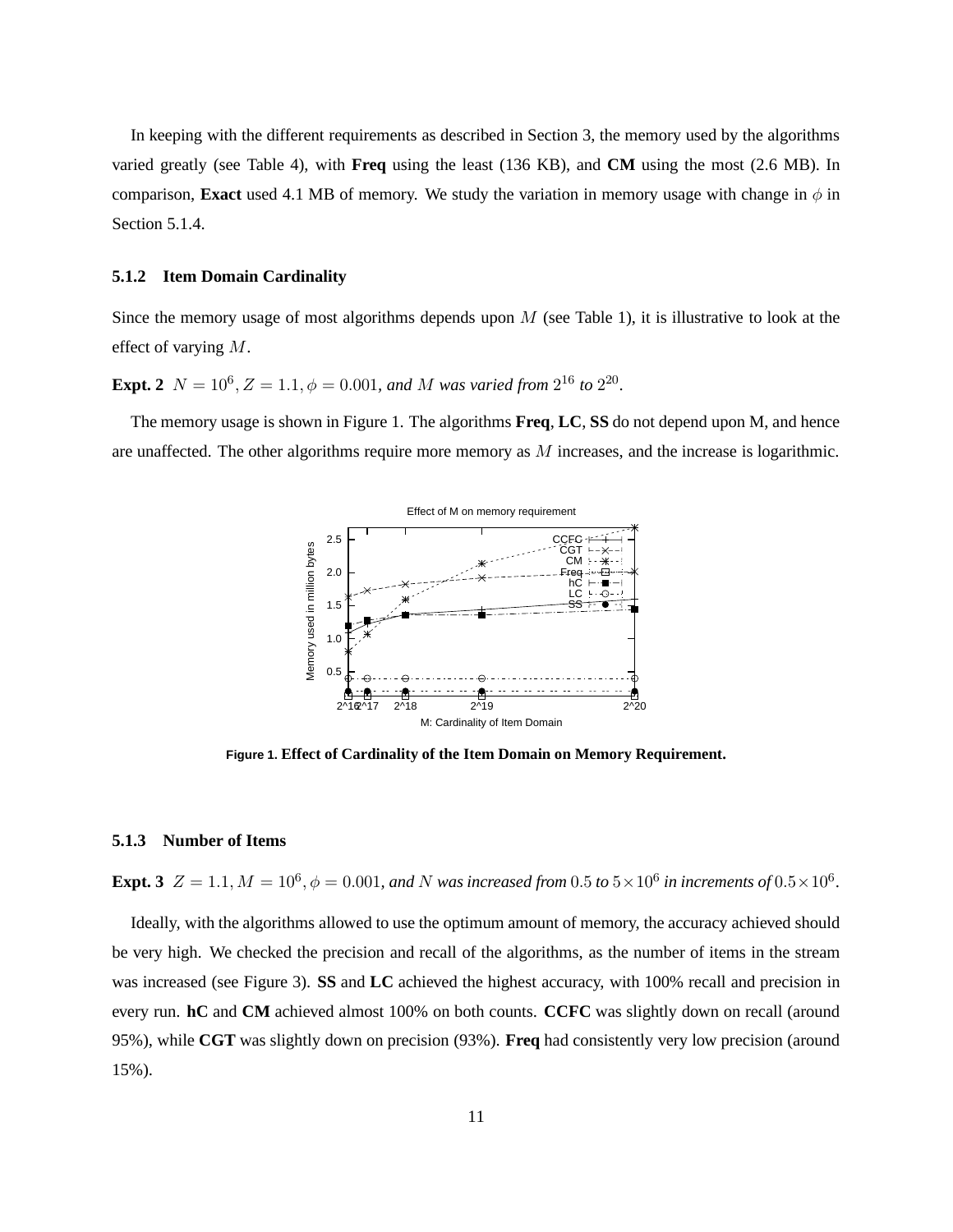In keeping with the different requirements as described in Section 3, the memory used by the algorithms varied greatly (see Table 4), with **Freq** using the least (136 KB), and **CM** using the most (2.6 MB). In comparison, **Exact** used 4.1 MB of memory. We study the variation in memory usage with change in $\phi$ in Section 5.1.4.

### 5.1.2 Item Domain Cardinality

Since the memory usage of most algorithms depends upon $M$ (see Table 1), it is illustrative to look at the effect of varying $M$.

**Expt. 2** $N = 10^6, Z = 1.1, \phi = 0.001$, *and* $M$ *was varied from* $2^{16}$ *to* $2^{20}$.

The memory usage is shown in Figure 1. The algorithms **Freq**, **LC**, **SS** do not depend upon M, and hence are unaffected. The other algorithms require more memory as $M$ increases, and the increase is logarithmic.

**Figure 1. Effect of Cardinality of the Item Domain on Memory Requirement.**

### 5.1.3 Number of Items

**Expt. 3** $Z = 1.1, M = 10^6, \phi = 0.001$, *and* $N$ *was increased from* $0.5$ *to* $5 \times 10^6$ *in increments of* $0.5 \times 10^6$.

Ideally, with the algorithms allowed to use the optimum amount of memory, the accuracy achieved should be very high. We checked the precision and recall of the algorithms, as the number of items in the stream was increased (see Figure 3). **SS** and **LC** achieved the highest accuracy, with 100% recall and precision in every run. **hC** and **CM** achieved almost 100% on both counts. **CCFC** was slightly down on recall (around 95%), while **CGT** was slightly down on precision (93%). **Freq** had consistently very low precision (around 15%).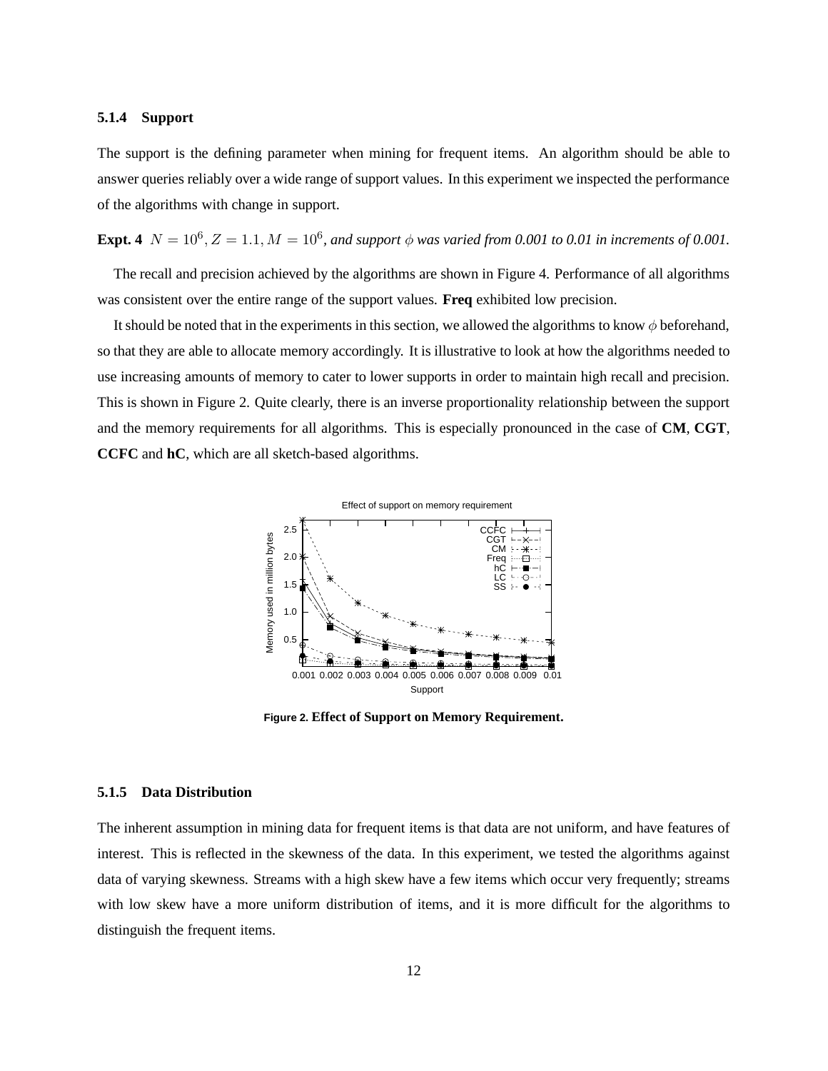### 5.1.4 Support

The support is the defining parameter when mining for frequent items. An algorithm should be able to answer queries reliably over a wide range of support values. In this experiment we inspected the performance of the algorithms with change in support.

**Expt. 4** $N = 10^6, Z = 1.1, M = 10^6$*, and support* $\phi$ *was varied from 0.001 to 0.01 in increments of 0.001.*

The recall and precision achieved by the algorithms are shown in Figure 4. Performance of all algorithms was consistent over the entire range of the support values. **Freq** exhibited low precision.

It should be noted that in the experiments in this section, we allowed the algorithms to know $\phi$ beforehand, so that they are able to allocate memory accordingly. It is illustrative to look at how the algorithms needed to use increasing amounts of memory to cater to lower supports in order to maintain high recall and precision. This is shown in Figure 2. Quite clearly, there is an inverse proportionality relationship between the support and the memory requirements for all algorithms. This is especially pronounced in the case of **CM**, **CGT**, **CCFC** and **hC**, which are all sketch-based algorithms.

**Figure 2.** Effect of Support on Memory Requirement.

### 5.1.5 Data Distribution

The inherent assumption in mining data for frequent items is that data are not uniform, and have features of interest. This is reflected in the skewness of the data. In this experiment, we tested the algorithms against data of varying skewness. Streams with a high skew have a few items which occur very frequently; streams with low skew have a more uniform distribution of items, and it is more difficult for the algorithms to distinguish the frequent items.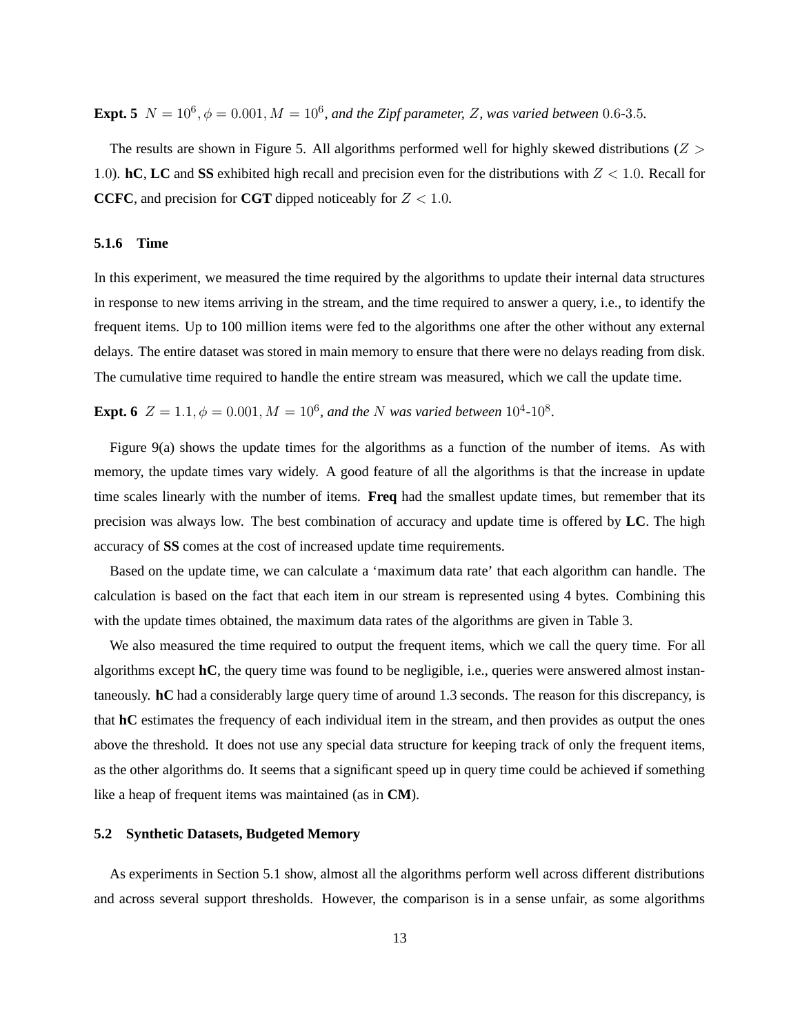**Expt. 5** $N = 10^6, \phi = 0.001, M = 10^6$*, and the Zipf parameter,* $Z$*, was varied between* $0.6$*-*$3.5$*.*

The results are shown in Figure 5. All algorithms performed well for highly skewed distributions ($Z > 1.0$). **hC**, **LC** and **SS** exhibited high recall and precision even for the distributions with $Z < 1.0$. Recall for **CCFC**, and precision for **CGT** dipped noticeably for $Z < 1.0$.

#### 5.1.6 Time

In this experiment, we measured the time required by the algorithms to update their internal data structures in response to new items arriving in the stream, and the time required to answer a query, i.e., to identify the frequent items. Up to 100 million items were fed to the algorithms one after the other without any external delays. The entire dataset was stored in main memory to ensure that there were no delays reading from disk. The cumulative time required to handle the entire stream was measured, which we call the update time.

**Expt. 6** $Z = 1.1, \phi = 0.001, M = 10^6$*, and the* $N$ *was varied between* $10^4$*-*$10^8$*.*

Figure 9(a) shows the update times for the algorithms as a function of the number of items. As with memory, the update times vary widely. A good feature of all the algorithms is that the increase in update time scales linearly with the number of items. **Freq** had the smallest update times, but remember that its precision was always low. The best combination of accuracy and update time is offered by **LC**. The high accuracy of **SS** comes at the cost of increased update time requirements.

Based on the update time, we can calculate a 'maximum data rate' that each algorithm can handle. The calculation is based on the fact that each item in our stream is represented using 4 bytes. Combining this with the update times obtained, the maximum data rates of the algorithms are given in Table 3.

We also measured the time required to output the frequent items, which we call the query time. For all algorithms except **hC**, the query time was found to be negligible, i.e., queries were answered almost instantaneously. **hC** had a considerably large query time of around 1.3 seconds. The reason for this discrepancy, is that **hC** estimates the frequency of each individual item in the stream, and then provides as output the ones above the threshold. It does not use any special data structure for keeping track of only the frequent items, as the other algorithms do. It seems that a significant speed up in query time could be achieved if something like a heap of frequent items was maintained (as in **CM**).

### 5.2 Synthetic Datasets, Budgeted Memory

As experiments in Section 5.1 show, almost all the algorithms perform well across different distributions and across several support thresholds. However, the comparison is in a sense unfair, as some algorithms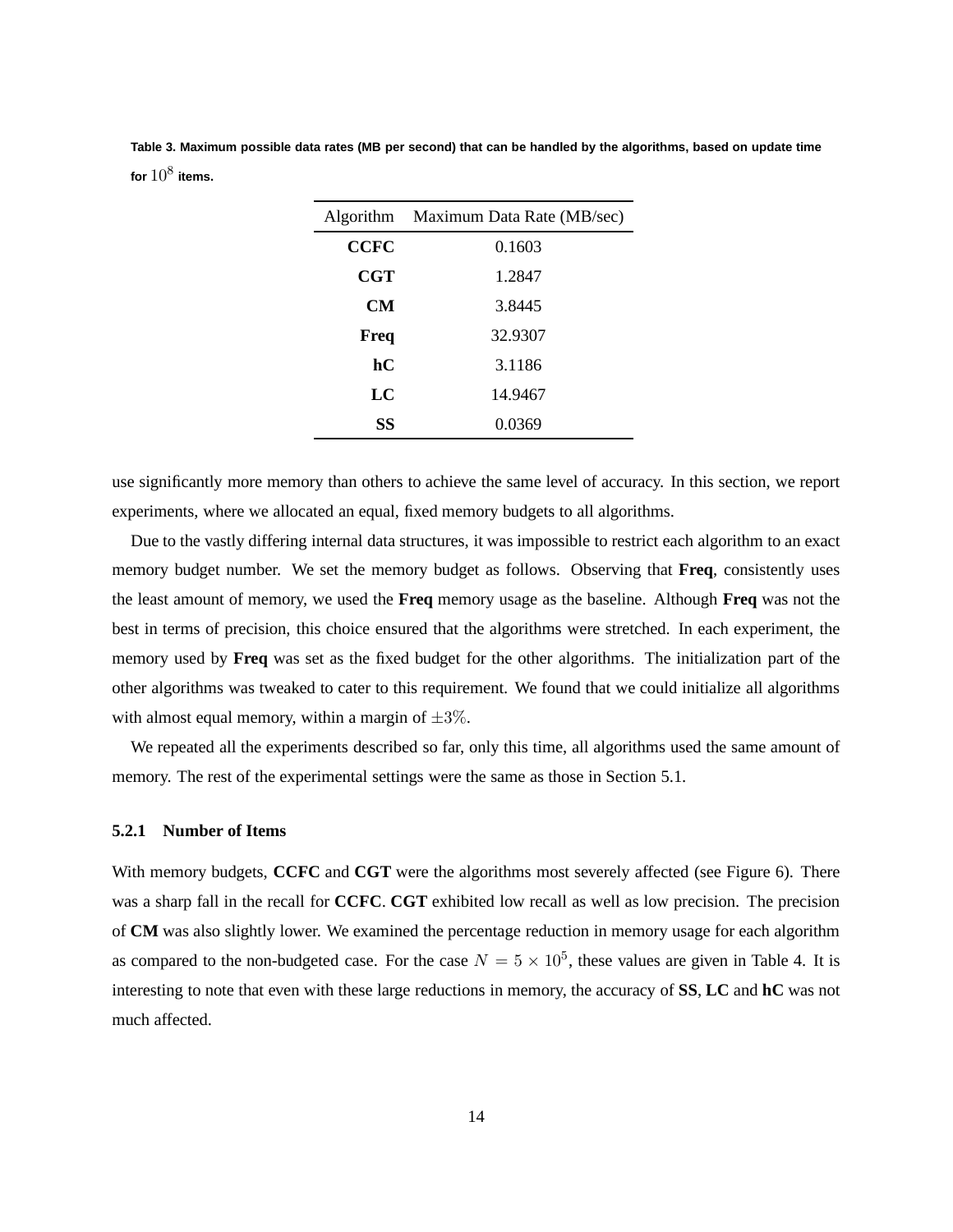**Table 3. Maximum possible data rates (MB per second) that can be handled by the algorithms, based on update time for $10^8$ items.**

| Algorithm | Maximum Data Rate (MB/sec) |
|---|---|
| **CCFC** | 0.1603 |
| **CGT** | 1.2847 |
| **CM** | 3.8445 |
| **Freq** | 32.9307 |
| **hC** | 3.1186 |
| **LC** | 14.9467 |
| **SS** | 0.0369 |

use significantly more memory than others to achieve the same level of accuracy. In this section, we report experiments, where we allocated an equal, fixed memory budgets to all algorithms.

Due to the vastly differing internal data structures, it was impossible to restrict each algorithm to an exact memory budget number. We set the memory budget as follows. Observing that **Freq**, consistently uses the least amount of memory, we used the **Freq** memory usage as the baseline. Although **Freq** was not the best in terms of precision, this choice ensured that the algorithms were stretched. In each experiment, the memory used by **Freq** was set as the fixed budget for the other algorithms. The initialization part of the other algorithms was tweaked to cater to this requirement. We found that we could initialize all algorithms with almost equal memory, within a margin of $\pm 3\%$.

We repeated all the experiments described so far, only this time, all algorithms used the same amount of memory. The rest of the experimental settings were the same as those in Section 5.1.

#### 5.2.1 Number of Items

With memory budgets, **CCFC** and **CGT** were the algorithms most severely affected (see Figure 6). There was a sharp fall in the recall for **CCFC**. **CGT** exhibited low recall as well as low precision. The precision of **CM** was also slightly lower. We examined the percentage reduction in memory usage for each algorithm as compared to the non-budgeted case. For the case $N = 5 \times 10^5$, these values are given in Table 4. It is interesting to note that even with these large reductions in memory, the accuracy of **SS**, **LC** and **hC** was not much affected.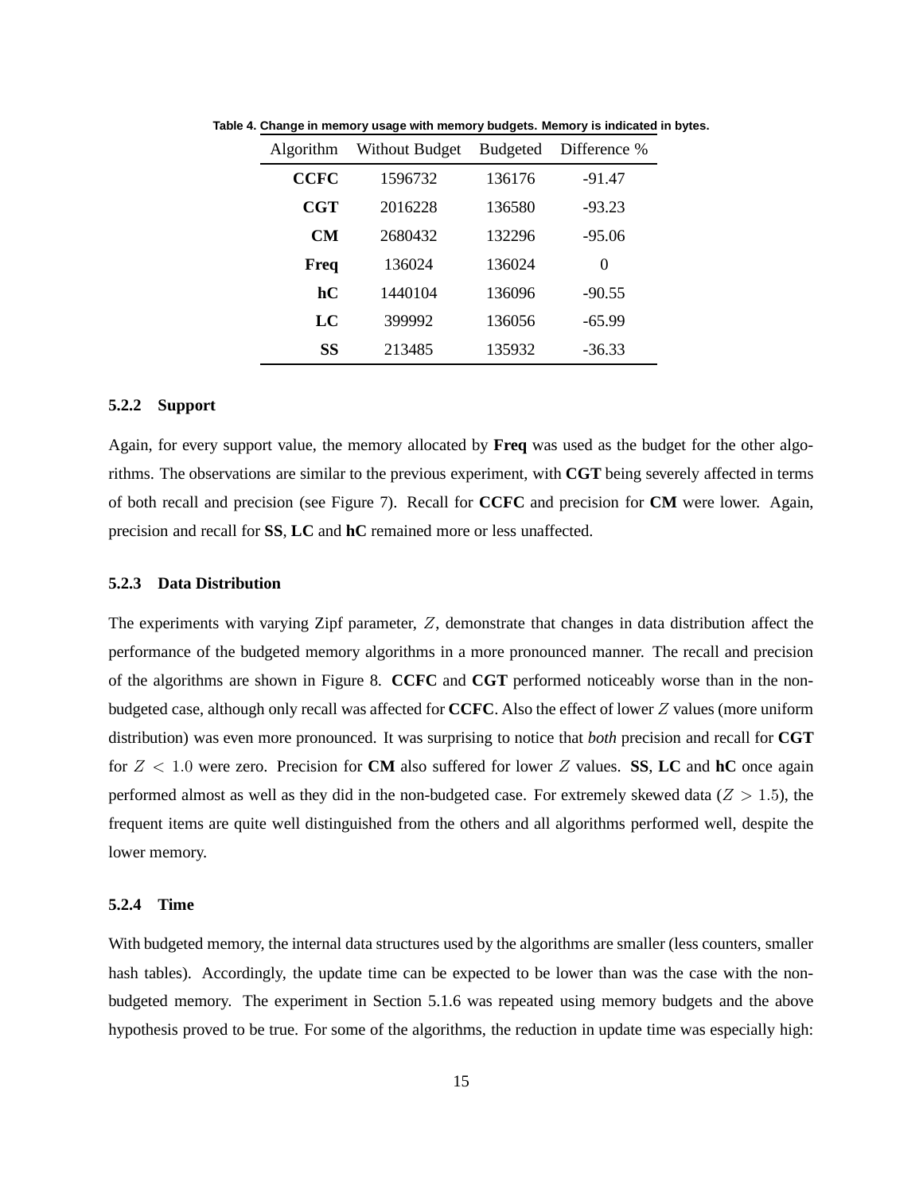Table 4. Change in memory usage with memory budgets. Memory is indicated in bytes.

| Algorithm | Without Budget | Budgeted | Difference % |
|---|---|---|---|
| **CCFC** | 1596732 | 136176 | -91.47 |
| **CGT** | 2016228 | 136580 | -93.23 |
| **CM** | 2680432 | 132296 | -95.06 |
| **Freq** | 136024 | 136024 | 0 |
| **hC** | 1440104 | 136096 | -90.55 |
| **LC** | 399992 | 136056 | -65.99 |
| **SS** | 213485 | 135932 | -36.33 |

### 5.2.2 Support

Again, for every support value, the memory allocated by **Freq** was used as the budget for the other algorithms. The observations are similar to the previous experiment, with **CGT** being severely affected in terms of both recall and precision (see Figure 7). Recall for **CCFC** and precision for **CM** were lower. Again, precision and recall for **SS**, **LC** and **hC** remained more or less unaffected.

### 5.2.3 Data Distribution

The experiments with varying Zipf parameter, $Z$, demonstrate that changes in data distribution affect the performance of the budgeted memory algorithms in a more pronounced manner. The recall and precision of the algorithms are shown in Figure 8. **CCFC** and **CGT** performed noticeably worse than in the non-budgeted case, although only recall was affected for **CCFC**. Also the effect of lower $Z$ values (more uniform distribution) was even more pronounced. It was surprising to notice that *both* precision and recall for **CGT** for $Z < 1.0$ were zero. Precision for **CM** also suffered for lower $Z$ values. **SS**, **LC** and **hC** once again performed almost as well as they did in the non-budgeted case. For extremely skewed data ($Z > 1.5$), the frequent items are quite well distinguished from the others and all algorithms performed well, despite the lower memory.

### 5.2.4 Time

With budgeted memory, the internal data structures used by the algorithms are smaller (less counters, smaller hash tables). Accordingly, the update time can be expected to be lower than was the case with the non-budgeted memory. The experiment in Section 5.1.6 was repeated using memory budgets and the above hypothesis proved to be true. For some of the algorithms, the reduction in update time was especially high: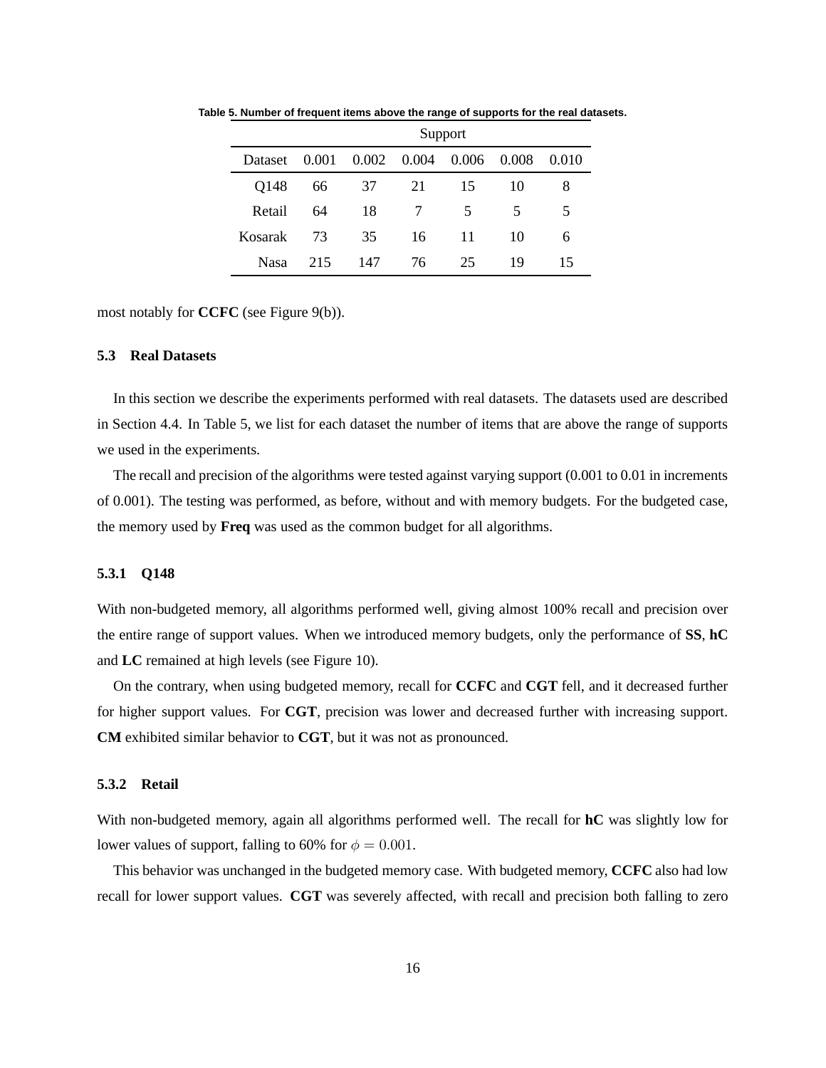**Table 5. Number of frequent items above the range of supports for the real datasets.**

| | Support | | | | | |
|---|---|---|---|---|---|---|
| Dataset | 0.001 | 0.002 | 0.004 | 0.006 | 0.008 | 0.010 |
| Q148 | 66 | 37 | 21 | 15 | 10 | 8 |
| Retail | 64 | 18 | 7 | 5 | 5 | 5 |
| Kosarak | 73 | 35 | 16 | 11 | 10 | 6 |
| Nasa | 215 | 147 | 76 | 25 | 19 | 15 |

most notably for **CCFC** (see Figure 9(b)).

### 5.3 Real Datasets

In this section we describe the experiments performed with real datasets. The datasets used are described in Section 4.4. In Table 5, we list for each dataset the number of items that are above the range of supports we used in the experiments.

The recall and precision of the algorithms were tested against varying support (0.001 to 0.01 in increments of 0.001). The testing was performed, as before, without and with memory budgets. For the budgeted case, the memory used by **Freq** was used as the common budget for all algorithms.

#### 5.3.1 Q148

With non-budgeted memory, all algorithms performed well, giving almost 100% recall and precision over the entire range of support values. When we introduced memory budgets, only the performance of **SS**, **hC** and **LC** remained at high levels (see Figure 10).

On the contrary, when using budgeted memory, recall for **CCFC** and **CGT** fell, and it decreased further for higher support values. For **CGT**, precision was lower and decreased further with increasing support. **CM** exhibited similar behavior to **CGT**, but it was not as pronounced.

#### 5.3.2 Retail

With non-budgeted memory, again all algorithms performed well. The recall for **hC** was slightly low for lower values of support, falling to 60% for $\phi = 0.001$.

This behavior was unchanged in the budgeted memory case. With budgeted memory, **CCFC** also had low recall for lower support values. **CGT** was severely affected, with recall and precision both falling to zero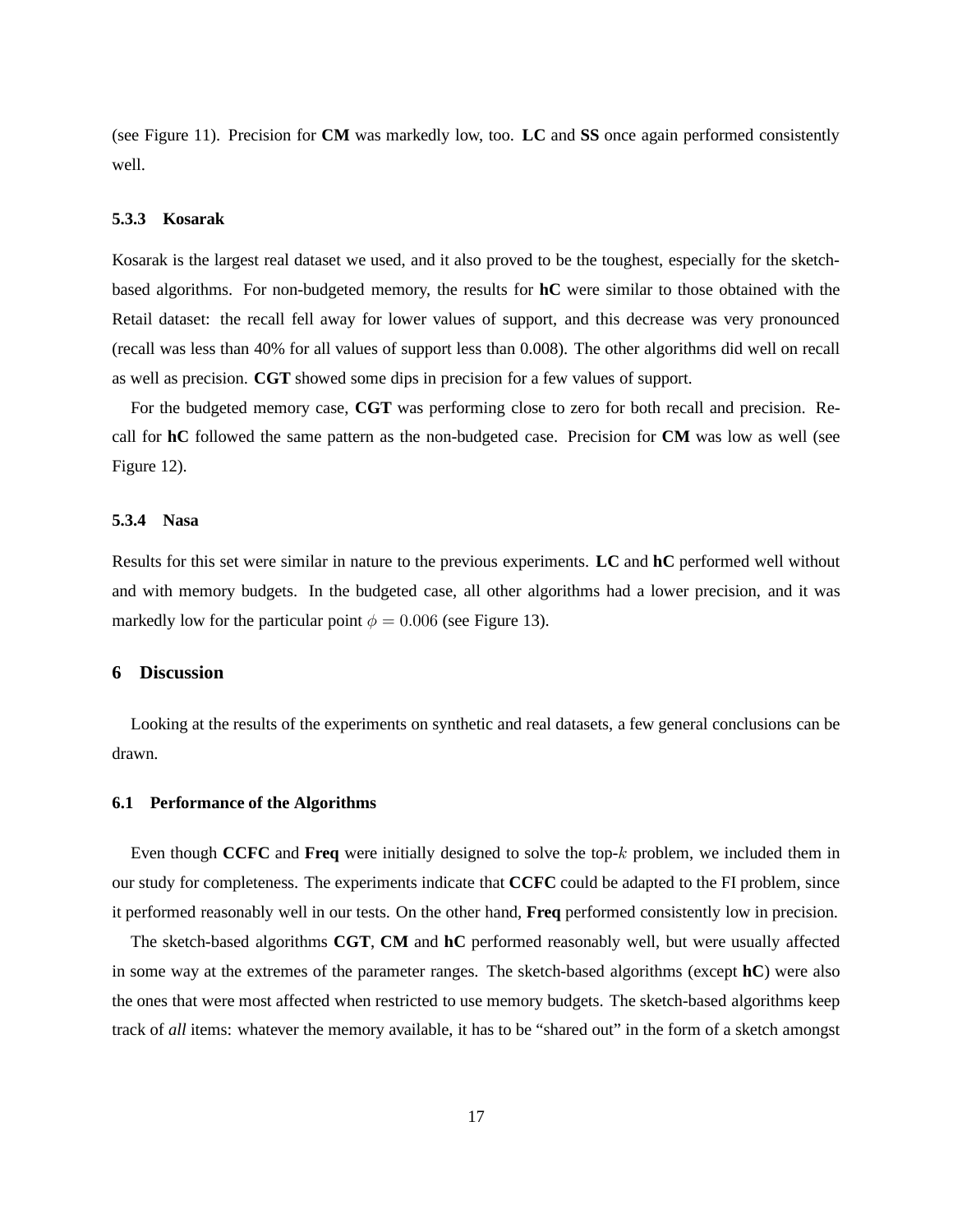(see Figure 11). Precision for **CM** was markedly low, too. **LC** and **SS** once again performed consistently well.

#### 5.3.3 Kosarak

Kosarak is the largest real dataset we used, and it also proved to be the toughest, especially for the sketch-based algorithms. For non-budgeted memory, the results for **hC** were similar to those obtained with the Retail dataset: the recall fell away for lower values of support, and this decrease was very pronounced (recall was less than 40% for all values of support less than 0.008). The other algorithms did well on recall as well as precision. **CGT** showed some dips in precision for a few values of support.

For the budgeted memory case, **CGT** was performing close to zero for both recall and precision. Recall for **hC** followed the same pattern as the non-budgeted case. Precision for **CM** was low as well (see Figure 12).

#### 5.3.4 Nasa

Results for this set were similar in nature to the previous experiments. **LC** and **hC** performed well without and with memory budgets. In the budgeted case, all other algorithms had a lower precision, and it was markedly low for the particular point $\phi = 0.006$ (see Figure 13).

## 6 Discussion

Looking at the results of the experiments on synthetic and real datasets, a few general conclusions can be drawn.

### 6.1 Performance of the Algorithms

Even though **CCFC** and **Freq** were initially designed to solve the top-$k$ problem, we included them in our study for completeness. The experiments indicate that **CCFC** could be adapted to the FI problem, since it performed reasonably well in our tests. On the other hand, **Freq** performed consistently low in precision.

The sketch-based algorithms **CGT**, **CM** and **hC** performed reasonably well, but were usually affected in some way at the extremes of the parameter ranges. The sketch-based algorithms (except **hC**) were also the ones that were most affected when restricted to use memory budgets. The sketch-based algorithms keep track of *all* items: whatever the memory available, it has to be "shared out" in the form of a sketch amongst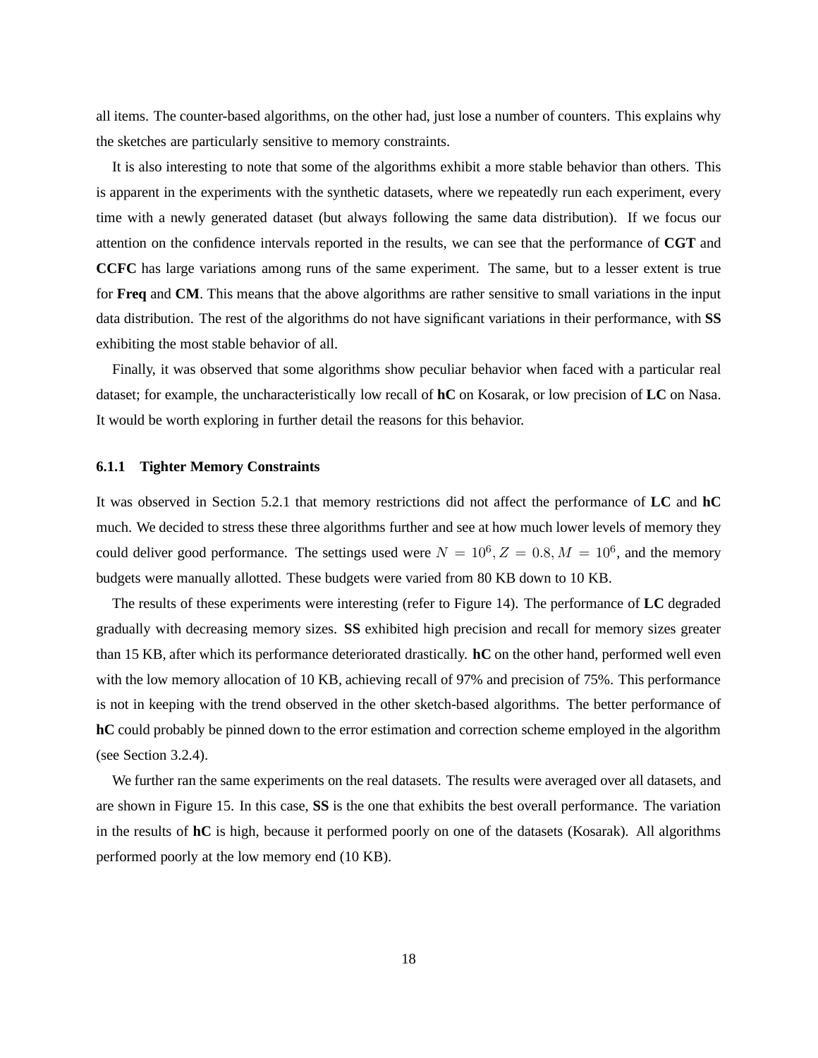all items. The counter-based algorithms, on the other had, just lose a number of counters. This explains why the sketches are particularly sensitive to memory constraints.

It is also interesting to note that some of the algorithms exhibit a more stable behavior than others. This is apparent in the experiments with the synthetic datasets, where we repeatedly run each experiment, every time with a newly generated dataset (but always following the same data distribution). If we focus our attention on the confidence intervals reported in the results, we can see that the performance of **CGT** and **CCFC** has large variations among runs of the same experiment. The same, but to a lesser extent is true for **Freq** and **CM**. This means that the above algorithms are rather sensitive to small variations in the input data distribution. The rest of the algorithms do not have significant variations in their performance, with **SS** exhibiting the most stable behavior of all.

Finally, it was observed that some algorithms show peculiar behavior when faced with a particular real dataset; for example, the uncharacteristically low recall of **hC** on Kosarak, or low precision of **LC** on Nasa. It would be worth exploring in further detail the reasons for this behavior.

### 6.1.1 Tighter Memory Constraints

It was observed in Section 5.2.1 that memory restrictions did not affect the performance of **LC** and **hC** much. We decided to stress these three algorithms further and see at how much lower levels of memory they could deliver good performance. The settings used were $N = 10^6, Z = 0.8, M = 10^6$, and the memory budgets were manually allotted. These budgets were varied from 80 KB down to 10 KB.

The results of these experiments were interesting (refer to Figure 14). The performance of **LC** degraded gradually with decreasing memory sizes. **SS** exhibited high precision and recall for memory sizes greater than 15 KB, after which its performance deteriorated drastically. **hC** on the other hand, performed well even with the low memory allocation of 10 KB, achieving recall of 97% and precision of 75%. This performance is not in keeping with the trend observed in the other sketch-based algorithms. The better performance of **hC** could probably be pinned down to the error estimation and correction scheme employed in the algorithm (see Section 3.2.4).

We further ran the same experiments on the real datasets. The results were averaged over all datasets, and are shown in Figure 15. In this case, **SS** is the one that exhibits the best overall performance. The variation in the results of **hC** is high, because it performed poorly on one of the datasets (Kosarak). All algorithms performed poorly at the low memory end (10 KB).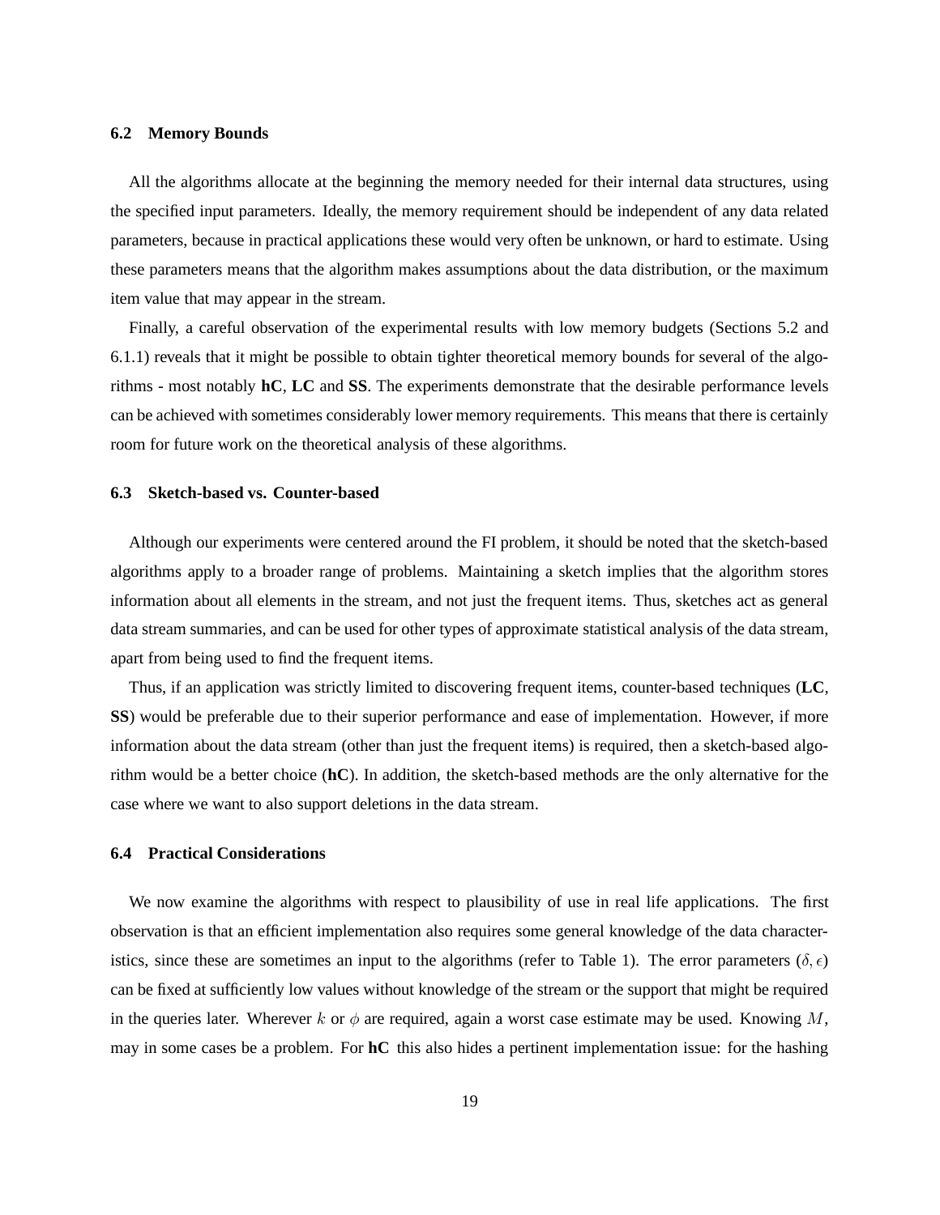### 6.2 Memory Bounds

All the algorithms allocate at the beginning the memory needed for their internal data structures, using the specified input parameters. Ideally, the memory requirement should be independent of any data related parameters, because in practical applications these would very often be unknown, or hard to estimate. Using these parameters means that the algorithm makes assumptions about the data distribution, or the maximum item value that may appear in the stream.

Finally, a careful observation of the experimental results with low memory budgets (Sections 5.2 and 6.1.1) reveals that it might be possible to obtain tighter theoretical memory bounds for several of the algorithms - most notably **hC**, **LC** and **SS**. The experiments demonstrate that the desirable performance levels can be achieved with sometimes considerably lower memory requirements. This means that there is certainly room for future work on the theoretical analysis of these algorithms.

### 6.3 Sketch-based vs. Counter-based

Although our experiments were centered around the FI problem, it should be noted that the sketch-based algorithms apply to a broader range of problems. Maintaining a sketch implies that the algorithm stores information about all elements in the stream, and not just the frequent items. Thus, sketches act as general data stream summaries, and can be used for other types of approximate statistical analysis of the data stream, apart from being used to find the frequent items.

Thus, if an application was strictly limited to discovering frequent items, counter-based techniques (**LC**, **SS**) would be preferable due to their superior performance and ease of implementation. However, if more information about the data stream (other than just the frequent items) is required, then a sketch-based algorithm would be a better choice (**hC**). In addition, the sketch-based methods are the only alternative for the case where we want to also support deletions in the data stream.

### 6.4 Practical Considerations

We now examine the algorithms with respect to plausibility of use in real life applications. The first observation is that an efficient implementation also requires some general knowledge of the data characteristics, since these are sometimes an input to the algorithms (refer to Table 1). The error parameters ($\delta, \epsilon$) can be fixed at sufficiently low values without knowledge of the stream or the support that might be required in the queries later. Wherever $k$ or $\phi$ are required, again a worst case estimate may be used. Knowing $M$, may in some cases be a problem. For **hC** this also hides a pertinent implementation issue: for the hashing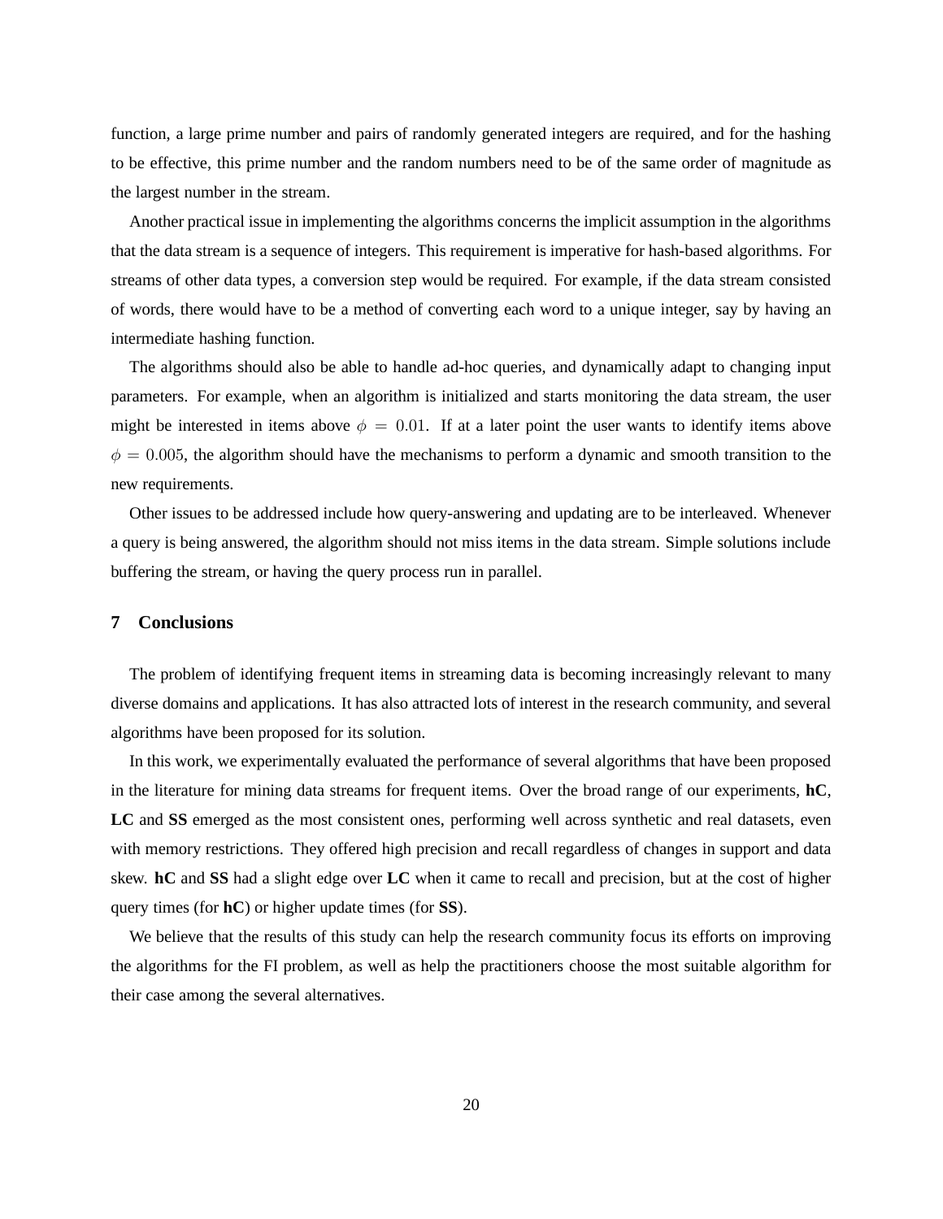function, a large prime number and pairs of randomly generated integers are required, and for the hashing to be effective, this prime number and the random numbers need to be of the same order of magnitude as the largest number in the stream.

Another practical issue in implementing the algorithms concerns the implicit assumption in the algorithms that the data stream is a sequence of integers. This requirement is imperative for hash-based algorithms. For streams of other data types, a conversion step would be required. For example, if the data stream consisted of words, there would have to be a method of converting each word to a unique integer, say by having an intermediate hashing function.

The algorithms should also be able to handle ad-hoc queries, and dynamically adapt to changing input parameters. For example, when an algorithm is initialized and starts monitoring the data stream, the user might be interested in items above $\phi = 0.01$. If at a later point the user wants to identify items above $\phi = 0.005$, the algorithm should have the mechanisms to perform a dynamic and smooth transition to the new requirements.

Other issues to be addressed include how query-answering and updating are to be interleaved. Whenever a query is being answered, the algorithm should not miss items in the data stream. Simple solutions include buffering the stream, or having the query process run in parallel.

## 7 Conclusions

The problem of identifying frequent items in streaming data is becoming increasingly relevant to many diverse domains and applications. It has also attracted lots of interest in the research community, and several algorithms have been proposed for its solution.

In this work, we experimentally evaluated the performance of several algorithms that have been proposed in the literature for mining data streams for frequent items. Over the broad range of our experiments, **hC**, **LC** and **SS** emerged as the most consistent ones, performing well across synthetic and real datasets, even with memory restrictions. They offered high precision and recall regardless of changes in support and data skew. **hC** and **SS** had a slight edge over **LC** when it came to recall and precision, but at the cost of higher query times (for **hC**) or higher update times (for **SS**).

We believe that the results of this study can help the research community focus its efforts on improving the algorithms for the FI problem, as well as help the practitioners choose the most suitable algorithm for their case among the several alternatives.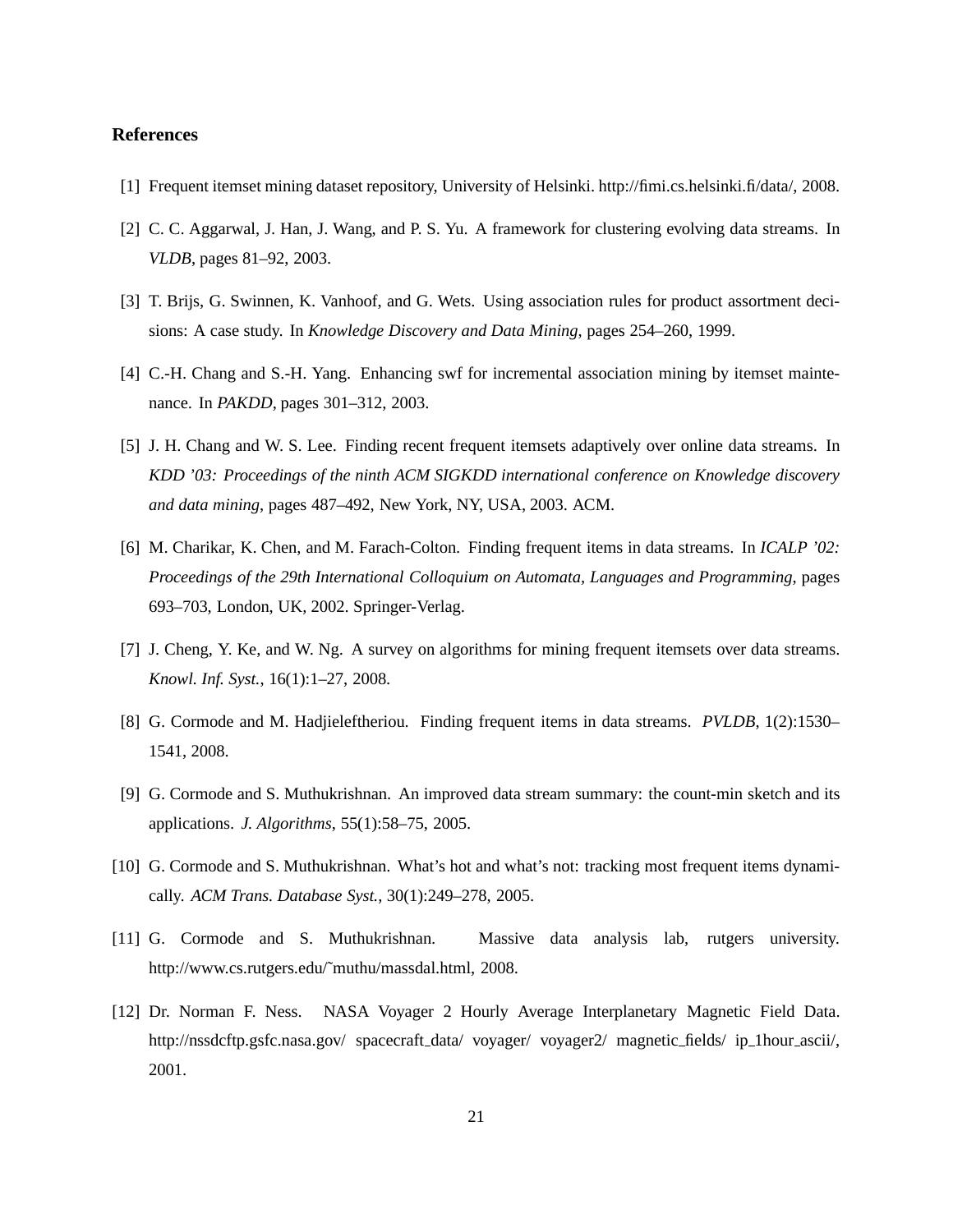## References

[1] Frequent itemset mining dataset repository, University of Helsinki. http://fimi.cs.helsinki.fi/data/, 2008.

[2] C. C. Aggarwal, J. Han, J. Wang, and P. S. Yu. A framework for clustering evolving data streams. In *VLDB*, pages 81–92, 2003.

[3] T. Brijs, G. Swinnen, K. Vanhoof, and G. Wets. Using association rules for product assortment decisions: A case study. In *Knowledge Discovery and Data Mining*, pages 254–260, 1999.

[4] C.-H. Chang and S.-H. Yang. Enhancing swf for incremental association mining by itemset maintenance. In *PAKDD*, pages 301–312, 2003.

[5] J. H. Chang and W. S. Lee. Finding recent frequent itemsets adaptively over online data streams. In *KDD '03: Proceedings of the ninth ACM SIGKDD international conference on Knowledge discovery and data mining*, pages 487–492, New York, NY, USA, 2003. ACM.

[6] M. Charikar, K. Chen, and M. Farach-Colton. Finding frequent items in data streams. In *ICALP '02: Proceedings of the 29th International Colloquium on Automata, Languages and Programming*, pages 693–703, London, UK, 2002. Springer-Verlag.

[7] J. Cheng, Y. Ke, and W. Ng. A survey on algorithms for mining frequent itemsets over data streams. *Knowl. Inf. Syst.*, 16(1):1–27, 2008.

[8] G. Cormode and M. Hadjieleftheriou. Finding frequent items in data streams. *PVLDB*, 1(2):1530–1541, 2008.

[9] G. Cormode and S. Muthukrishnan. An improved data stream summary: the count-min sketch and its applications. *J. Algorithms*, 55(1):58–75, 2005.

[10] G. Cormode and S. Muthukrishnan. What's hot and what's not: tracking most frequent items dynamically. *ACM Trans. Database Syst.*, 30(1):249–278, 2005.

[11] G. Cormode and S. Muthukrishnan. Massive data analysis lab, rutgers university. http://www.cs.rutgers.edu/~muthu/massdal.html, 2008.

[12] Dr. Norman F. Ness. NASA Voyager 2 Hourly Average Interplanetary Magnetic Field Data. http://nssdcftp.gsfc.nasa.gov/ spacecraft_data/ voyager/ voyager2/ magnetic_fields/ ip_1hour_ascii/, 2001.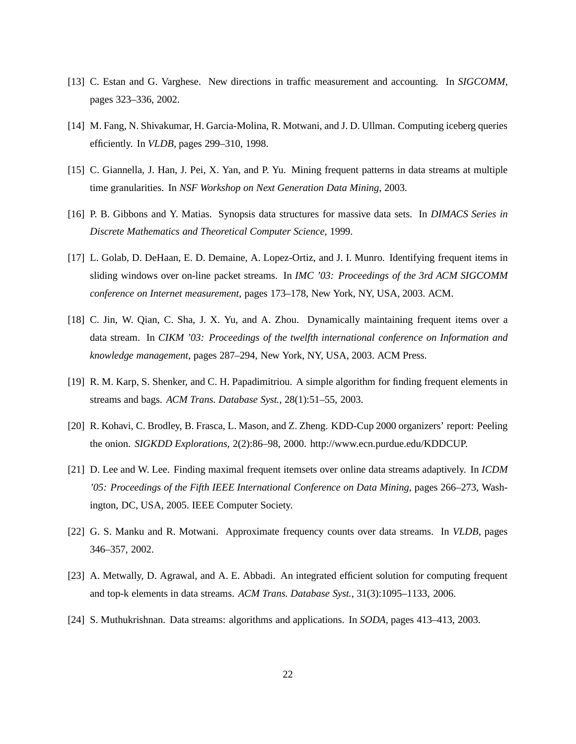[13] C. Estan and G. Varghese. New directions in traffic measurement and accounting. In *SIGCOMM*, pages 323–336, 2002.

[14] M. Fang, N. Shivakumar, H. Garcia-Molina, R. Motwani, and J. D. Ullman. Computing iceberg queries efficiently. In *VLDB*, pages 299–310, 1998.

[15] C. Giannella, J. Han, J. Pei, X. Yan, and P. Yu. Mining frequent patterns in data streams at multiple time granularities. In *NSF Workshop on Next Generation Data Mining*, 2003.

[16] P. B. Gibbons and Y. Matias. Synopsis data structures for massive data sets. In *DIMACS Series in Discrete Mathematics and Theoretical Computer Science*, 1999.

[17] L. Golab, D. DeHaan, E. D. Demaine, A. Lopez-Ortiz, and J. I. Munro. Identifying frequent items in sliding windows over on-line packet streams. In *IMC '03: Proceedings of the 3rd ACM SIGCOMM conference on Internet measurement*, pages 173–178, New York, NY, USA, 2003. ACM.

[18] C. Jin, W. Qian, C. Sha, J. X. Yu, and A. Zhou. Dynamically maintaining frequent items over a data stream. In *CIKM '03: Proceedings of the twelfth international conference on Information and knowledge management*, pages 287–294, New York, NY, USA, 2003. ACM Press.

[19] R. M. Karp, S. Shenker, and C. H. Papadimitriou. A simple algorithm for finding frequent elements in streams and bags. *ACM Trans. Database Syst.*, 28(1):51–55, 2003.

[20] R. Kohavi, C. Brodley, B. Frasca, L. Mason, and Z. Zheng. KDD-Cup 2000 organizers' report: Peeling the onion. *SIGKDD Explorations*, 2(2):86–98, 2000. http://www.ecn.purdue.edu/KDDCUP.

[21] D. Lee and W. Lee. Finding maximal frequent itemsets over online data streams adaptively. In *ICDM '05: Proceedings of the Fifth IEEE International Conference on Data Mining*, pages 266–273, Washington, DC, USA, 2005. IEEE Computer Society.

[22] G. S. Manku and R. Motwani. Approximate frequency counts over data streams. In *VLDB*, pages 346–357, 2002.

[23] A. Metwally, D. Agrawal, and A. E. Abbadi. An integrated efficient solution for computing frequent and top-k elements in data streams. *ACM Trans. Database Syst.*, 31(3):1095–1133, 2006.

[24] S. Muthukrishnan. Data streams: algorithms and applications. In *SODA*, pages 413–413, 2003.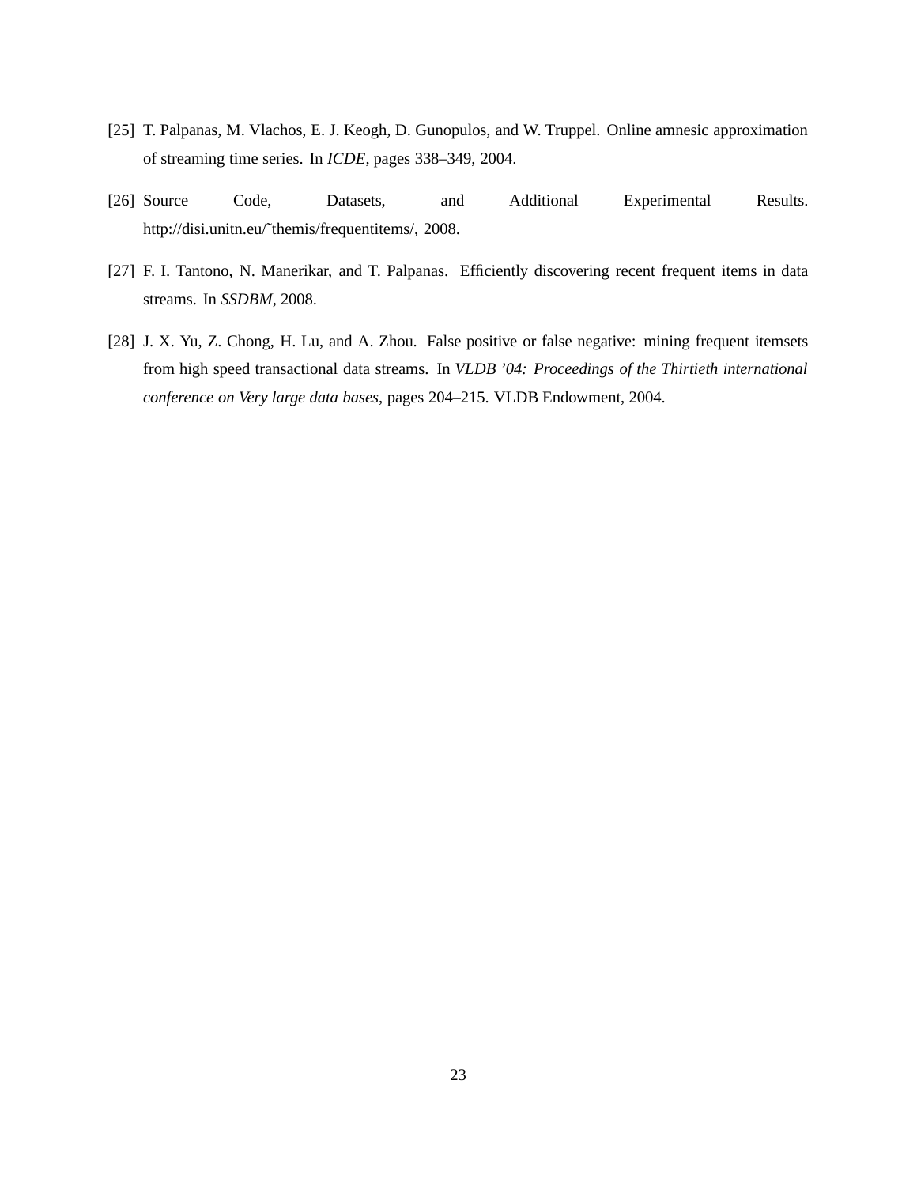[25] T. Palpanas, M. Vlachos, E. J. Keogh, D. Gunopulos, and W. Truppel. Online amnesic approximation of streaming time series. In *ICDE*, pages 338–349, 2004.

[26] Source Code, Datasets, and Additional Experimental Results. http://disi.unitn.eu/˜themis/frequentitems/, 2008.

[27] F. I. Tantono, N. Manerikar, and T. Palpanas. Efficiently discovering recent frequent items in data streams. In *SSDBM*, 2008.

[28] J. X. Yu, Z. Chong, H. Lu, and A. Zhou. False positive or false negative: mining frequent itemsets from high speed transactional data streams. In *VLDB '04: Proceedings of the Thirtieth international conference on Very large data bases*, pages 204–215. VLDB Endowment, 2004.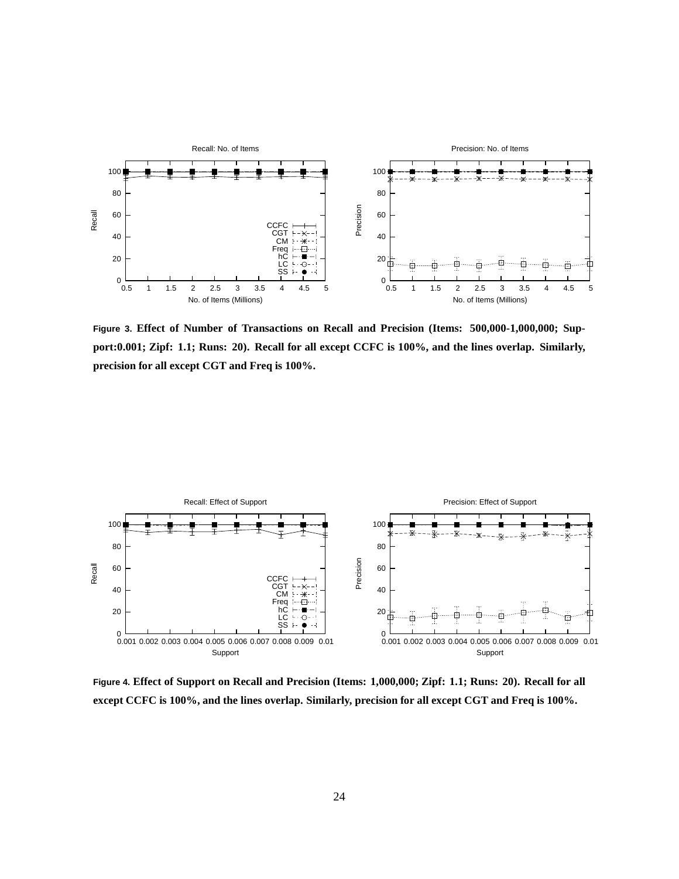Figure 3. Effect of Number of Transactions on Recall and Precision (Items: 500,000-1,000,000; Support:0.001; Zipf: 1.1; Runs: 20). Recall for all except CCFC is 100%, and the lines overlap. Similarly, precision for all except CGT and Freq is 100%.

Figure 4. Effect of Support on Recall and Precision (Items: 1,000,000; Zipf: 1.1; Runs: 20). Recall for all except CCFC is 100%, and the lines overlap. Similarly, precision for all except CGT and Freq is 100%.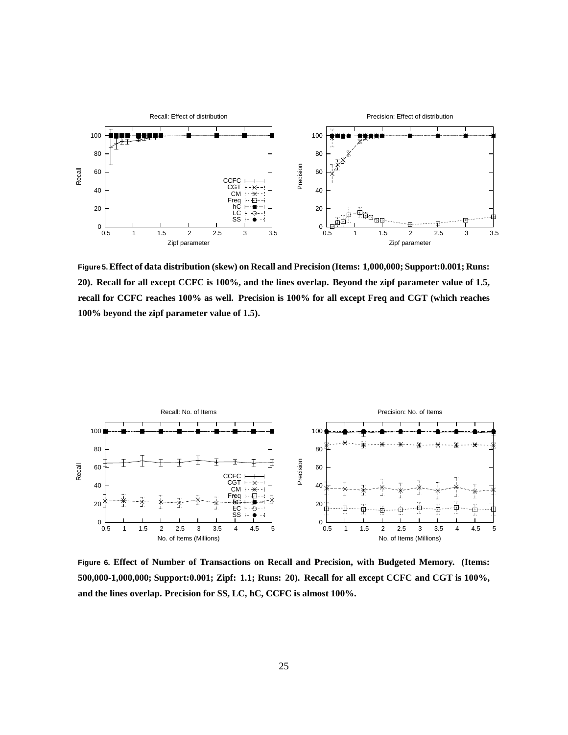**Figure 5. Effect of data distribution (skew) on Recall and Precision (Items: 1,000,000; Support:0.001; Runs: 20). Recall for all except CCFC is 100%, and the lines overlap. Beyond the zipf parameter value of 1.5, recall for CCFC reaches 100% as well. Precision is 100% for all except Freq and CGT (which reaches 100% beyond the zipf parameter value of 1.5).**

**Figure 6. Effect of Number of Transactions on Recall and Precision, with Budgeted Memory. (Items: 500,000-1,000,000; Support:0.001; Zipf: 1.1; Runs: 20). Recall for all except CCFC and CGT is 100%, and the lines overlap. Precision for SS, LC, hC, CCFC is almost 100%.**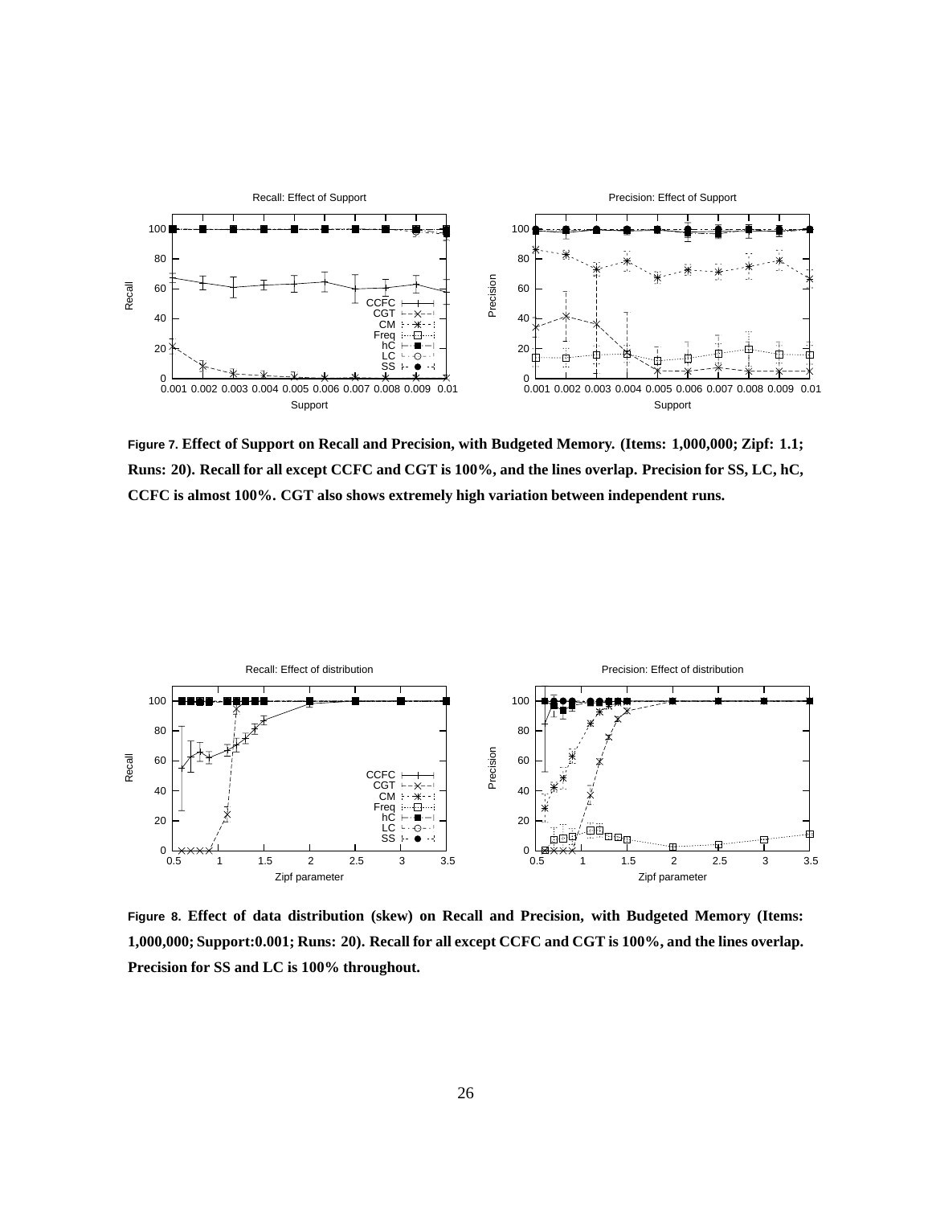**Figure 7. Effect of Support on Recall and Precision, with Budgeted Memory. (Items: 1,000,000; Zipf: 1.1; Runs: 20). Recall for all except CCFC and CGT is 100%, and the lines overlap. Precision for SS, LC, hC, CCFC is almost 100%. CGT also shows extremely high variation between independent runs.**

**Figure 8. Effect of data distribution (skew) on Recall and Precision, with Budgeted Memory (Items: 1,000,000; Support:0.001; Runs: 20). Recall for all except CCFC and CGT is 100%, and the lines overlap. Precision for SS and LC is 100% throughout.**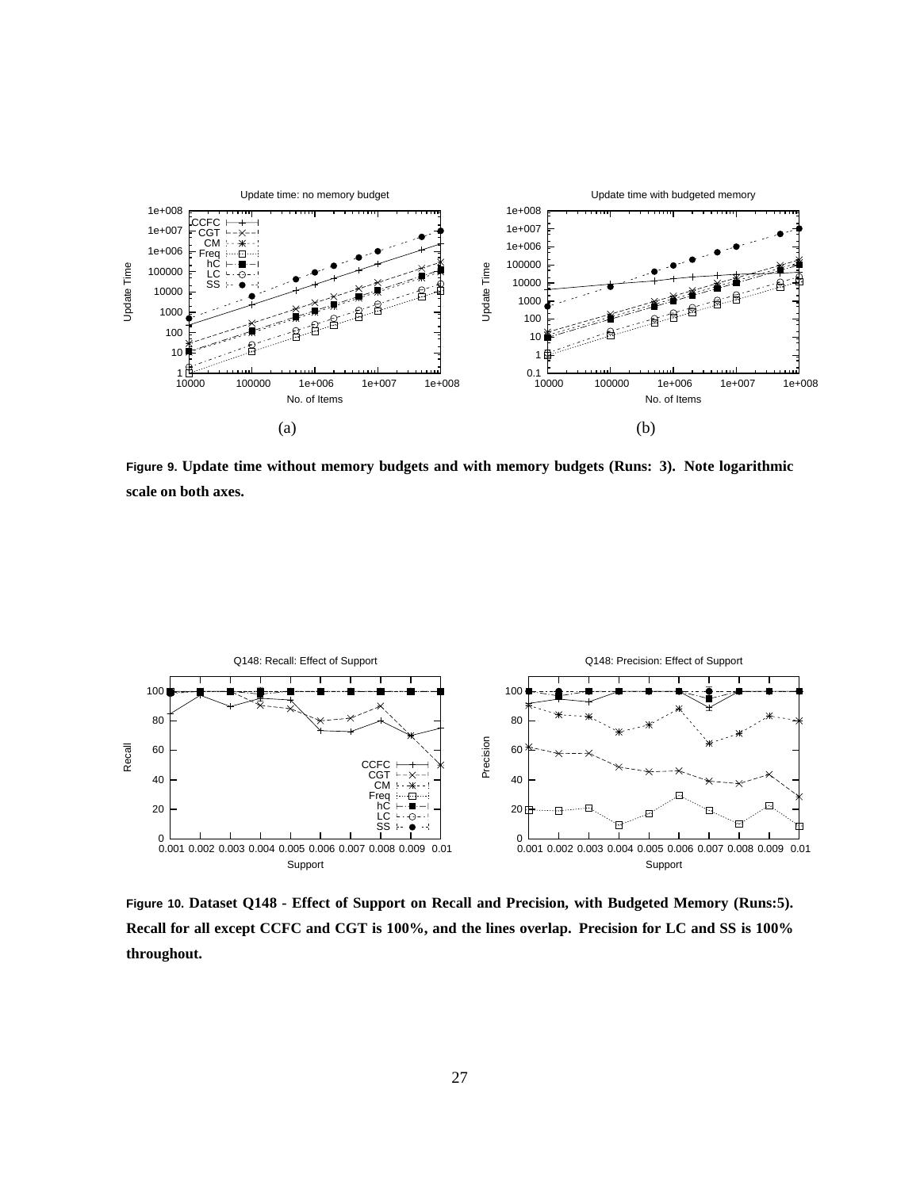Figure 9. **Update time without memory budgets and with memory budgets (Runs: 3). Note logarithmic scale on both axes.**

Figure 10. **Dataset Q148 - Effect of Support on Recall and Precision, with Budgeted Memory (Runs:5). Recall for all except CCFC and CGT is 100%, and the lines overlap. Precision for LC and SS is 100% throughout.**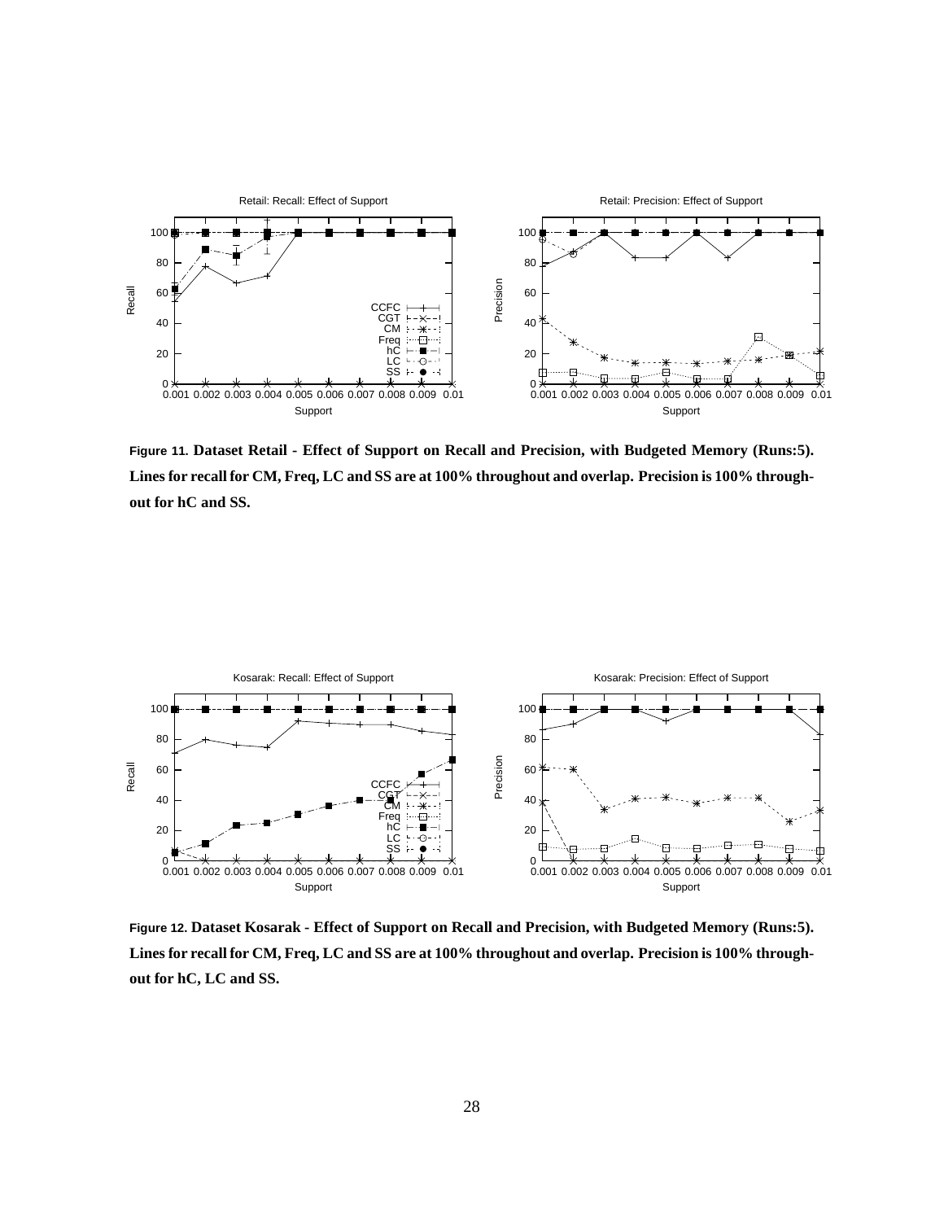**Figure 11.** **Dataset Retail - Effect of Support on Recall and Precision, with Budgeted Memory (Runs:5). Lines for recall for CM, Freq, LC and SS are at 100% throughout and overlap. Precision is 100% throughout for hC and SS.**

**Figure 12.** **Dataset Kosarak - Effect of Support on Recall and Precision, with Budgeted Memory (Runs:5). Lines for recall for CM, Freq, LC and SS are at 100% throughout and overlap. Precision is 100% throughout for hC, LC and SS.**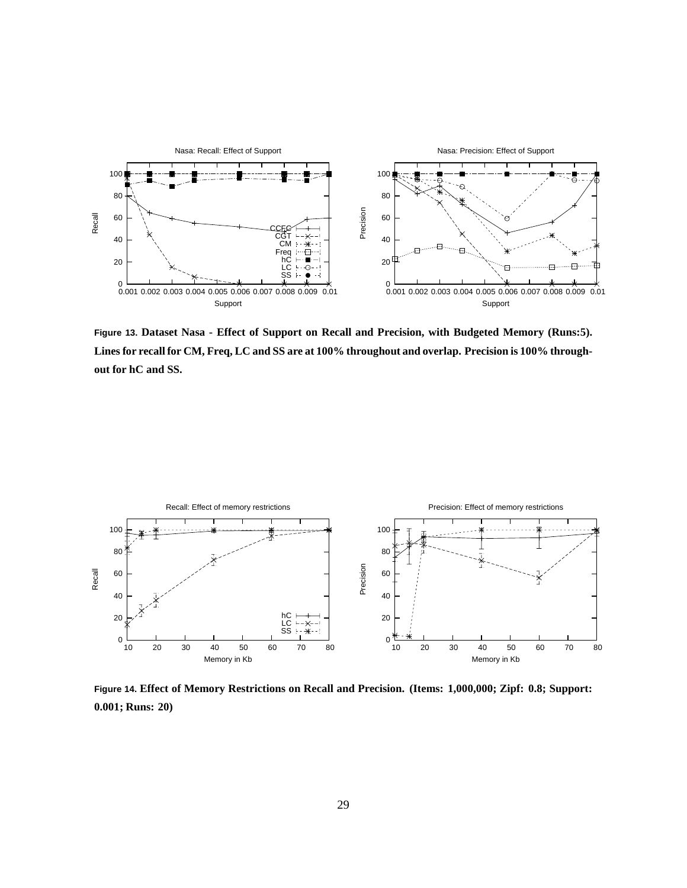**Figure 13.** **Dataset Nasa - Effect of Support on Recall and Precision, with Budgeted Memory (Runs:5). Lines for recall for CM, Freq, LC and SS are at 100% throughout and overlap. Precision is 100% throughout for hC and SS.**

**Figure 14.** **Effect of Memory Restrictions on Recall and Precision. (Items: 1,000,000; Zipf: 0.8; Support: 0.001; Runs: 20)**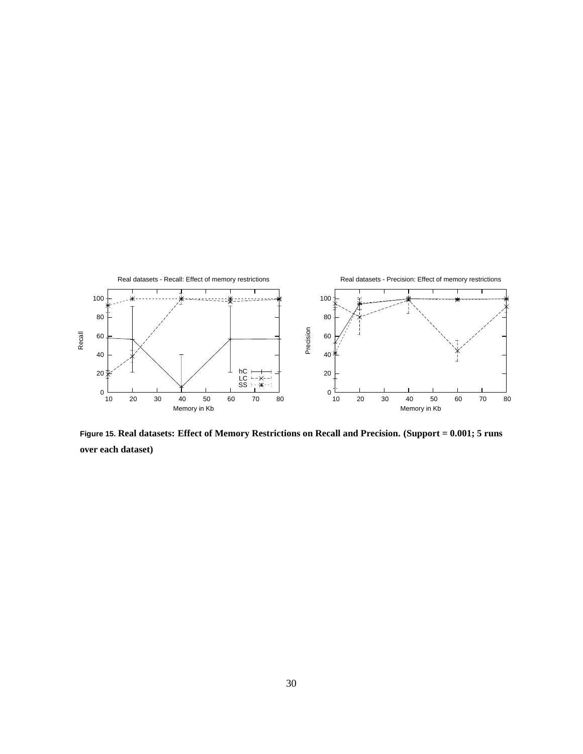Real datasets - Recall: Effect of memory restrictions

Recall

100
80
60
40
20
0

10 20 30 40 50 60 70 80

Memory in Kb

hC
LC
SS

Real datasets - Precision: Effect of memory restrictions

Precision

100
80
60
40
20
0

10 20 30 40 50 60 70 80

Memory in Kb

**Figure 15. Real datasets: Effect of Memory Restrictions on Recall and Precision. (Support = 0.001; 5 runs over each dataset)**